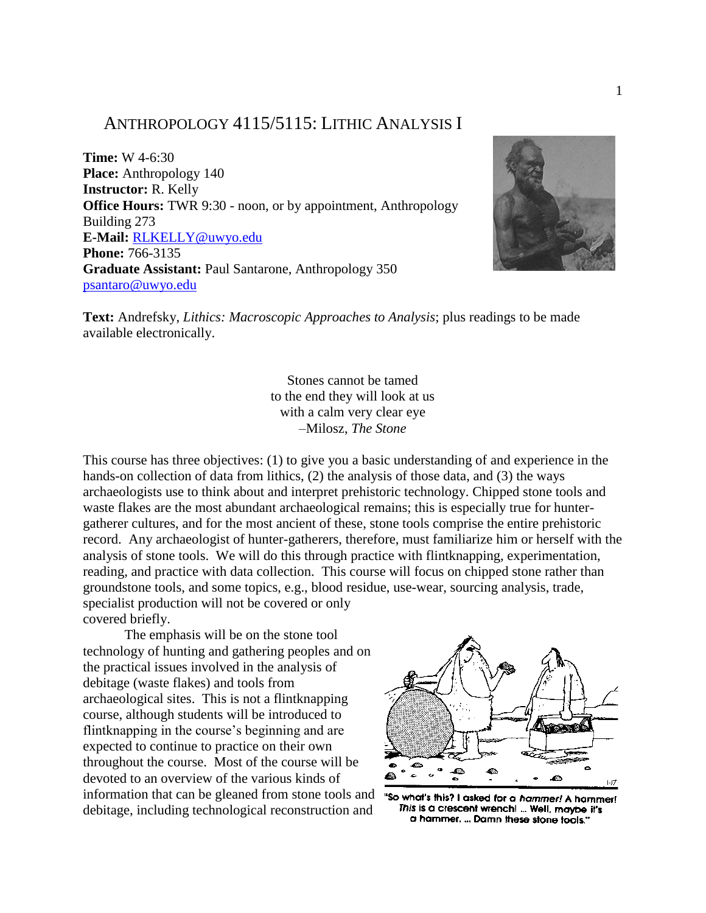# ANTHROPOLOGY 4115/5115: LITHIC ANALYSIS I

**Time:** W 4-6:30
**Place:** Anthropology 140
**Instructor:** R. Kelly
**Office Hours:** TWR 9:30 - noon, or by appointment, Anthropology Building 273
**E-Mail:** RLKELLY@uwyo.edu
**Phone:** 766-3135
**Graduate Assistant:** Paul Santarone, Anthropology 350
psantaro@uwyo.edu

**Text:** Andrefsky, *Lithics: Macroscopic Approaches to Analysis*; plus readings to be made available electronically.

Stones cannot be tamed
to the end they will look at us
with a calm very clear eye
–Milosz, *The Stone*

This course has three objectives: (1) to give you a basic understanding of and experience in the hands-on collection of data from lithics, (2) the analysis of those data, and (3) the ways archaeologists use to think about and interpret prehistoric technology. Chipped stone tools and waste flakes are the most abundant archaeological remains; this is especially true for hunter-gatherer cultures, and for the most ancient of these, stone tools comprise the entire prehistoric record. Any archaeologist of hunter-gatherers, therefore, must familiarize him or herself with the analysis of stone tools. We will do this through practice with flintknapping, experimentation, reading, and practice with data collection. This course will focus on chipped stone rather than groundstone tools, and some topics, e.g., blood residue, use-wear, sourcing analysis, trade, specialist production will not be covered or only covered briefly.

The emphasis will be on the stone tool technology of hunting and gathering peoples and on the practical issues involved in the analysis of debitage (waste flakes) and tools from archaeological sites. This is not a flintknapping course, although students will be introduced to flintknapping in the course's beginning and are expected to continue to practice on their own throughout the course. Most of the course will be devoted to an overview of the various kinds of information that can be gleaned from stone tools and debitage, including technological reconstruction and

"So what's this? I asked for a *hammer*! A hammer! *This* is a crescent wrench! ... Well, maybe it's a hammer. ... Damn these stone tools."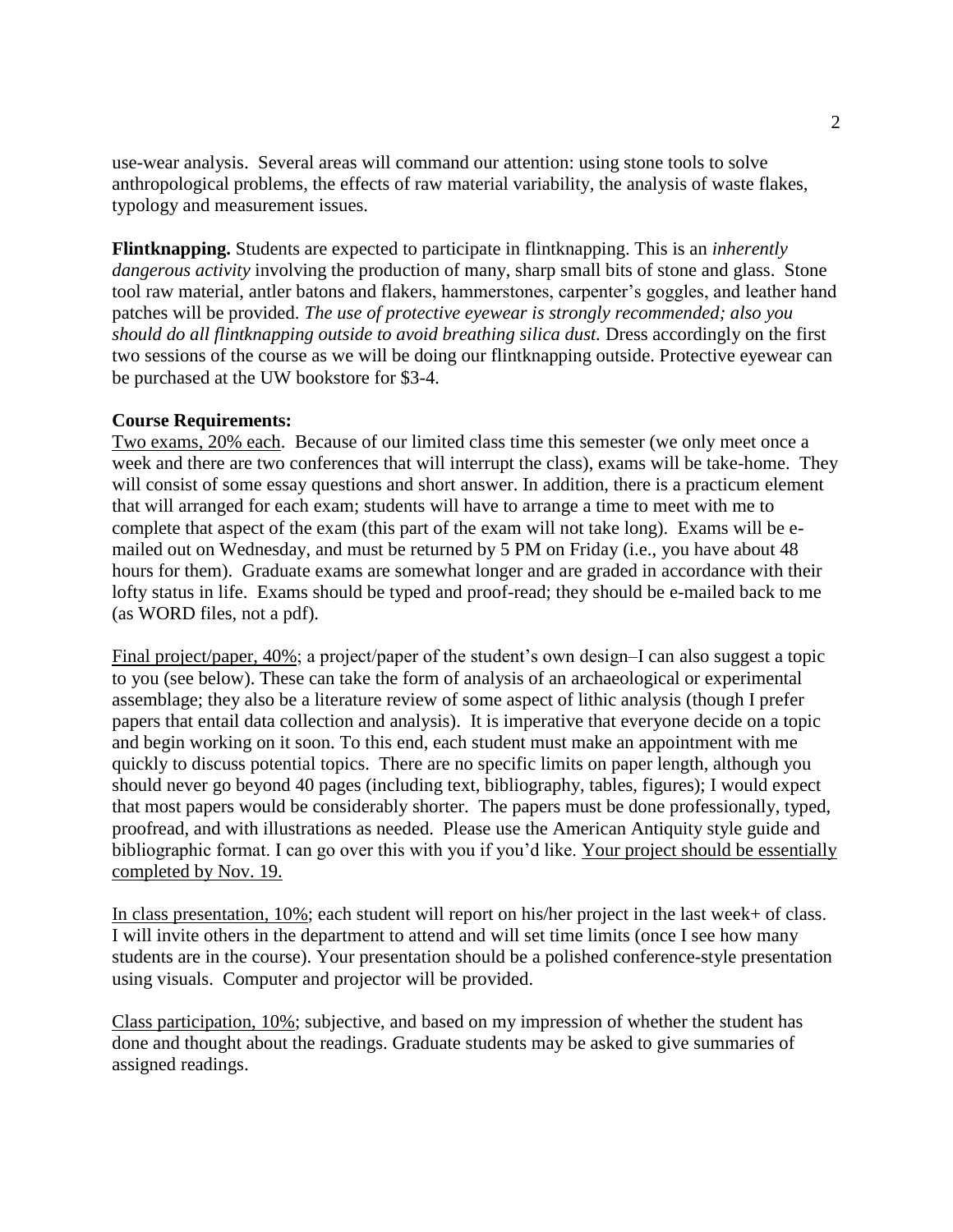use-wear analysis. Several areas will command our attention: using stone tools to solve anthropological problems, the effects of raw material variability, the analysis of waste flakes, typology and measurement issues.

**Flintknapping.** Students are expected to participate in flintknapping. This is an *inherently dangerous activity* involving the production of many, sharp small bits of stone and glass. Stone tool raw material, antler batons and flakers, hammerstones, carpenter's goggles, and leather hand patches will be provided. *The use of protective eyewear is strongly recommended; also you should do all flintknapping outside to avoid breathing silica dust.* Dress accordingly on the first two sessions of the course as we will be doing our flintknapping outside. Protective eyewear can be purchased at the UW bookstore for $3-4.

**Course Requirements:**

<u>Two exams, 20% each</u>. Because of our limited class time this semester (we only meet once a week and there are two conferences that will interrupt the class), exams will be take-home. They will consist of some essay questions and short answer. In addition, there is a practicum element that will arranged for each exam; students will have to arrange a time to meet with me to complete that aspect of the exam (this part of the exam will not take long). Exams will be e-mailed out on Wednesday, and must be returned by 5 PM on Friday (i.e., you have about 48 hours for them). Graduate exams are somewhat longer and are graded in accordance with their lofty status in life. Exams should be typed and proof-read; they should be e-mailed back to me (as WORD files, not a pdf).

<u>Final project/paper, 40%</u>; a project/paper of the student's own design–I can also suggest a topic to you (see below). These can take the form of analysis of an archaeological or experimental assemblage; they also be a literature review of some aspect of lithic analysis (though I prefer papers that entail data collection and analysis). It is imperative that everyone decide on a topic and begin working on it soon. To this end, each student must make an appointment with me quickly to discuss potential topics. There are no specific limits on paper length, although you should never go beyond 40 pages (including text, bibliography, tables, figures); I would expect that most papers would be considerably shorter. The papers must be done professionally, typed, proofread, and with illustrations as needed. Please use the American Antiquity style guide and bibliographic format. I can go over this with you if you'd like. <u>Your project should be essentially completed by Nov. 19.</u>

<u>In class presentation, 10%</u>; each student will report on his/her project in the last week+ of class. I will invite others in the department to attend and will set time limits (once I see how many students are in the course). Your presentation should be a polished conference-style presentation using visuals. Computer and projector will be provided.

<u>Class participation, 10%</u>; subjective, and based on my impression of whether the student has done and thought about the readings. Graduate students may be asked to give summaries of assigned readings.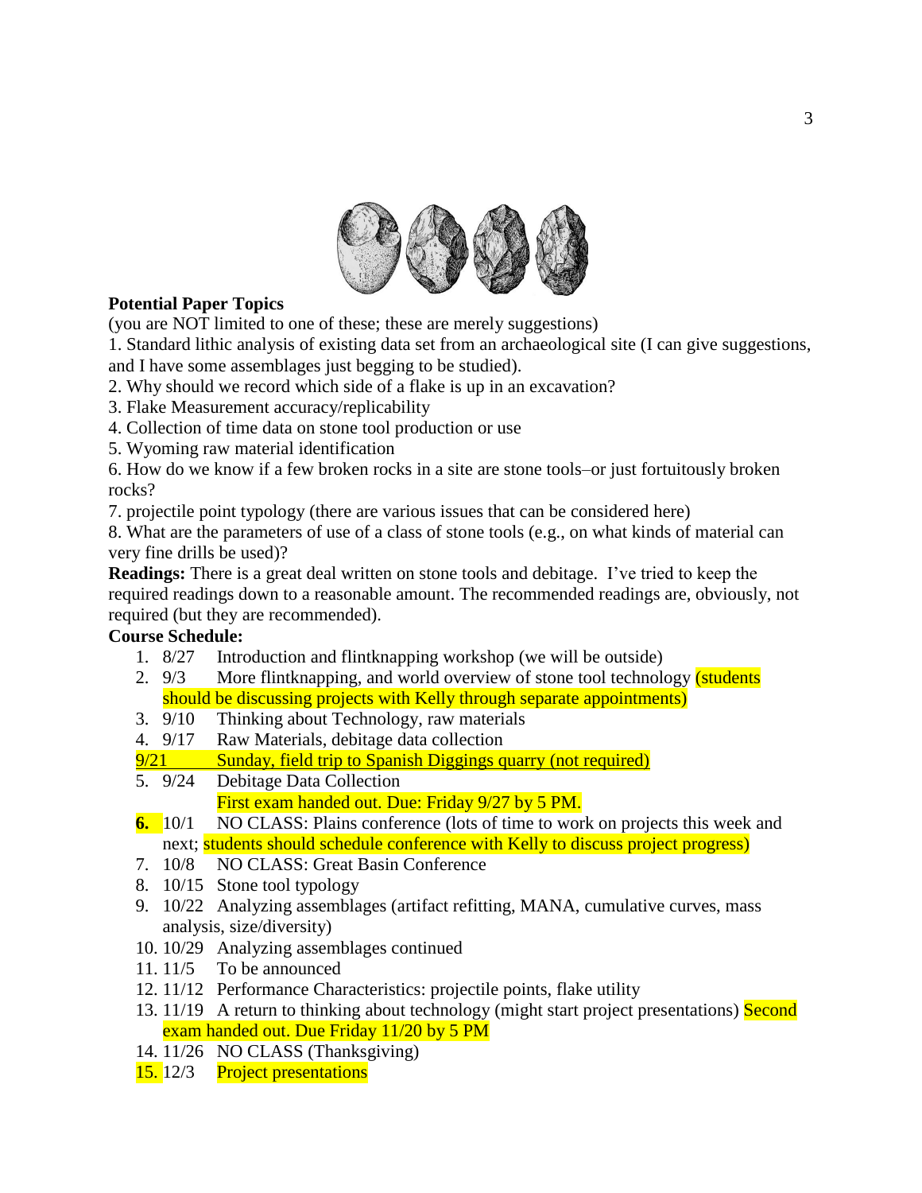**Potential Paper Topics**

(you are NOT limited to one of these; these are merely suggestions)

1. Standard lithic analysis of existing data set from an archaeological site (I can give suggestions, and I have some assemblages just begging to be studied).
2. Why should we record which side of a flake is up in an excavation?
3. Flake Measurement accuracy/replicability
4. Collection of time data on stone tool production or use
5. Wyoming raw material identification
6. How do we know if a few broken rocks in a site are stone tools–or just fortuitously broken rocks?
7. projectile point typology (there are various issues that can be considered here)
8. What are the parameters of use of a class of stone tools (e.g., on what kinds of material can very fine drills be used)?

**Readings:** There is a great deal written on stone tools and debitage. I've tried to keep the required readings down to a reasonable amount. The recommended readings are, obviously, not required (but they are recommended).

**Course Schedule:**

1. 8/27 Introduction and flintknapping workshop (we will be outside)
2. 9/3 More flintknapping, and world overview of stone tool technology (students should be discussing projects with Kelly through separate appointments)
3. 9/10 Thinking about Technology, raw materials
4. 9/17 Raw Materials, debitage data collection

9/21 Sunday, field trip to Spanish Diggings quarry (not required)

5. 9/24 Debitage Data Collection
   First exam handed out. Due: Friday 9/27 by 5 PM.
6. 10/1 NO CLASS: Plains conference (lots of time to work on projects this week and next; students should schedule conference with Kelly to discuss project progress)
7. 10/8 NO CLASS: Great Basin Conference
8. 10/15 Stone tool typology
9. 10/22 Analyzing assemblages (artifact refitting, MANA, cumulative curves, mass analysis, size/diversity)
10. 10/29 Analyzing assemblages continued
11. 11/5 To be announced
12. 11/12 Performance Characteristics: projectile points, flake utility
13. 11/19 A return to thinking about technology (might start project presentations) Second exam handed out. Due Friday 11/20 by 5 PM
14. 11/26 NO CLASS (Thanksgiving)
15. 12/3 Project presentations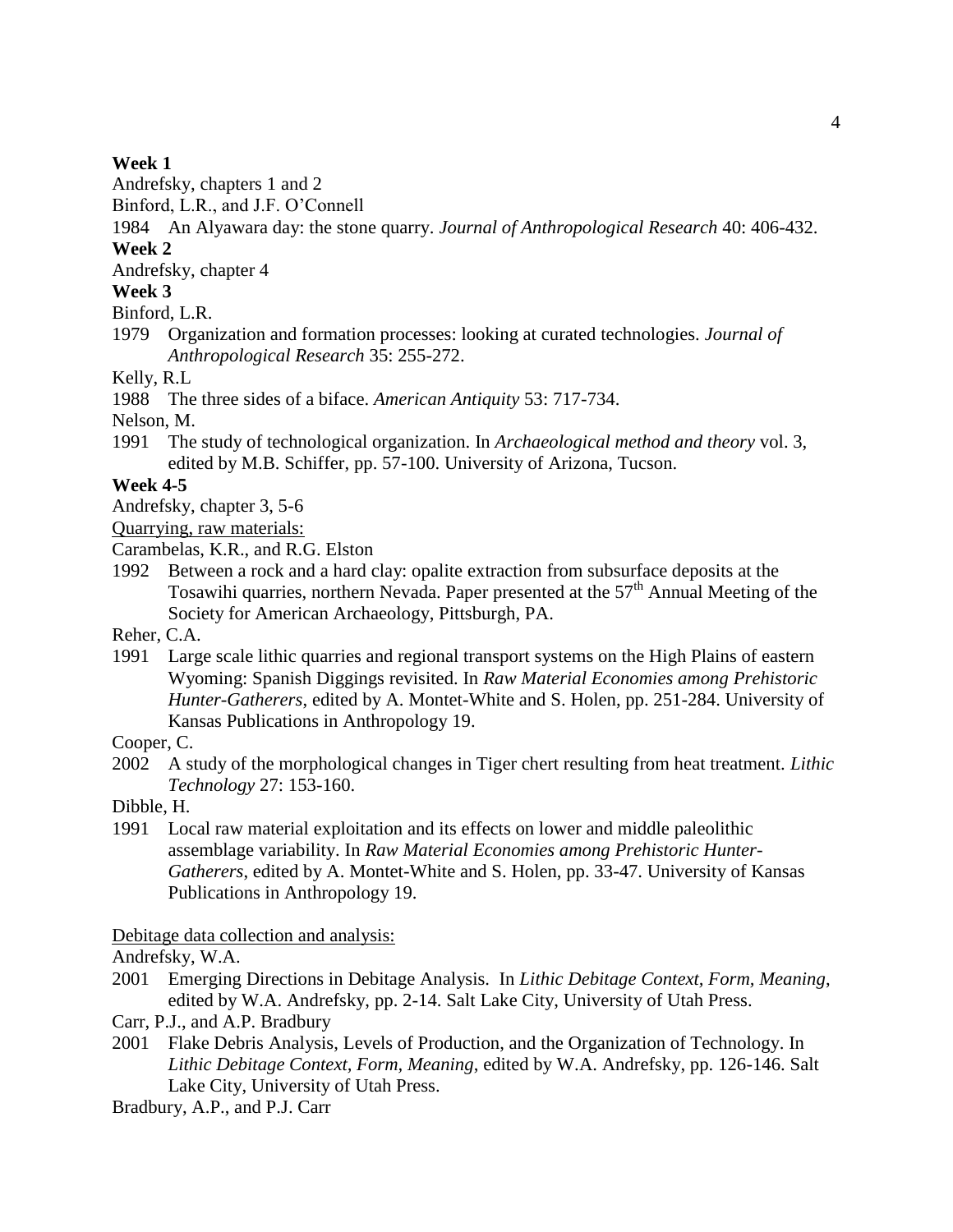**Week 1**

Andrefsky, chapters 1 and 2

Binford, L.R., and J.F. O'Connell

1984 An Alyawara day: the stone quarry. *Journal of Anthropological Research* 40: 406-432.

**Week 2**

Andrefsky, chapter 4

**Week 3**

Binford, L.R.

1979 Organization and formation processes: looking at curated technologies. *Journal of Anthropological Research* 35: 255-272.

Kelly, R.L

1988 The three sides of a biface. *American Antiquity* 53: 717-734.

Nelson, M.

1991 The study of technological organization. In *Archaeological method and theory* vol. 3, edited by M.B. Schiffer, pp. 57-100. University of Arizona, Tucson.

**Week 4-5**

Andrefsky, chapter 3, 5-6

<u>Quarrying, raw materials:</u>

Carambelas, K.R., and R.G. Elston

1992 Between a rock and a hard clay: opalite extraction from subsurface deposits at the Tosawihi quarries, northern Nevada. Paper presented at the 57th Annual Meeting of the Society for American Archaeology, Pittsburgh, PA.

Reher, C.A.

1991 Large scale lithic quarries and regional transport systems on the High Plains of eastern Wyoming: Spanish Diggings revisited. In *Raw Material Economies among Prehistoric Hunter-Gatherers*, edited by A. Montet-White and S. Holen, pp. 251-284. University of Kansas Publications in Anthropology 19.

Cooper, C.

2002 A study of the morphological changes in Tiger chert resulting from heat treatment. *Lithic Technology* 27: 153-160.

Dibble, H.

1991 Local raw material exploitation and its effects on lower and middle paleolithic assemblage variability. In *Raw Material Economies among Prehistoric Hunter-Gatherers*, edited by A. Montet-White and S. Holen, pp. 33-47. University of Kansas Publications in Anthropology 19.

<u>Debitage data collection and analysis:</u>

Andrefsky, W.A.

2001 Emerging Directions in Debitage Analysis. In *Lithic Debitage Context, Form, Meaning*, edited by W.A. Andrefsky, pp. 2-14. Salt Lake City, University of Utah Press.

Carr, P.J., and A.P. Bradbury

2001 Flake Debris Analysis, Levels of Production, and the Organization of Technology. In *Lithic Debitage Context, Form, Meaning*, edited by W.A. Andrefsky, pp. 126-146. Salt Lake City, University of Utah Press.

Bradbury, A.P., and P.J. Carr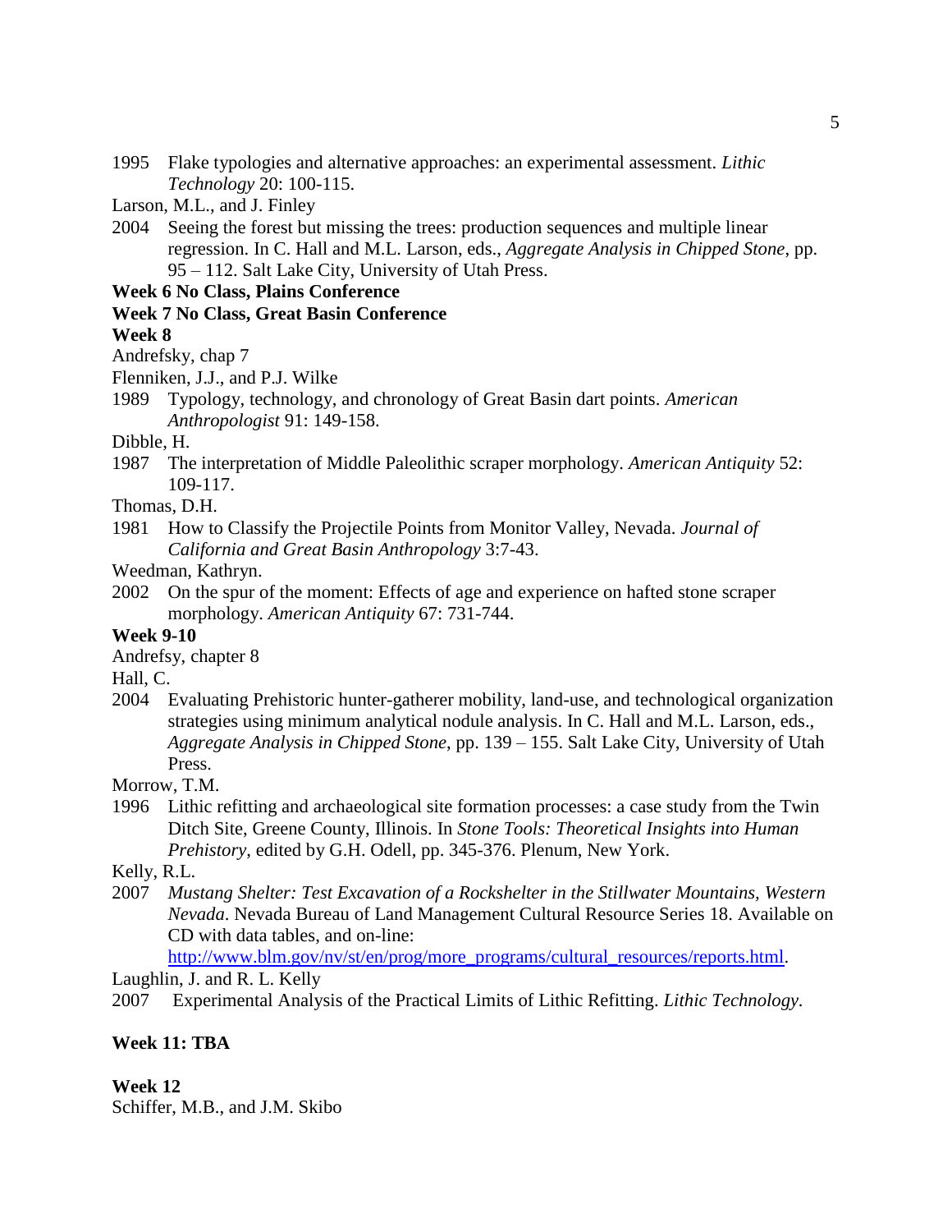1995 Flake typologies and alternative approaches: an experimental assessment. *Lithic Technology* 20: 100-115.

Larson, M.L., and J. Finley

2004 Seeing the forest but missing the trees: production sequences and multiple linear regression. In C. Hall and M.L. Larson, eds., *Aggregate Analysis in Chipped Stone*, pp. 95 – 112. Salt Lake City, University of Utah Press.

**Week 6 No Class, Plains Conference**

**Week 7 No Class, Great Basin Conference**

**Week 8**

Andrefsky, chap 7

Flenniken, J.J., and P.J. Wilke

1989 Typology, technology, and chronology of Great Basin dart points. *American Anthropologist* 91: 149-158.

Dibble, H.

1987 The interpretation of Middle Paleolithic scraper morphology. *American Antiquity* 52: 109-117.

Thomas, D.H.

1981 How to Classify the Projectile Points from Monitor Valley, Nevada. *Journal of California and Great Basin Anthropology* 3:7-43.

Weedman, Kathryn.

2002 On the spur of the moment: Effects of age and experience on hafted stone scraper morphology. *American Antiquity* 67: 731-744.

**Week 9-10**

Andrefsy, chapter 8

Hall, C.

2004 Evaluating Prehistoric hunter-gatherer mobility, land-use, and technological organization strategies using minimum analytical nodule analysis. In C. Hall and M.L. Larson, eds., *Aggregate Analysis in Chipped Stone*, pp. 139 – 155. Salt Lake City, University of Utah Press.

Morrow, T.M.

1996 Lithic refitting and archaeological site formation processes: a case study from the Twin Ditch Site, Greene County, Illinois. In *Stone Tools: Theoretical Insights into Human Prehistory*, edited by G.H. Odell, pp. 345-376. Plenum, New York.

Kelly, R.L.

2007 *Mustang Shelter: Test Excavation of a Rockshelter in the Stillwater Mountains, Western Nevada*. Nevada Bureau of Land Management Cultural Resource Series 18. Available on CD with data tables, and on-line: http://www.blm.gov/nv/st/en/prog/more_programs/cultural_resources/reports.html.

Laughlin, J. and R. L. Kelly

2007 Experimental Analysis of the Practical Limits of Lithic Refitting. *Lithic Technology*.

**Week 11: TBA**

**Week 12**

Schiffer, M.B., and J.M. Skibo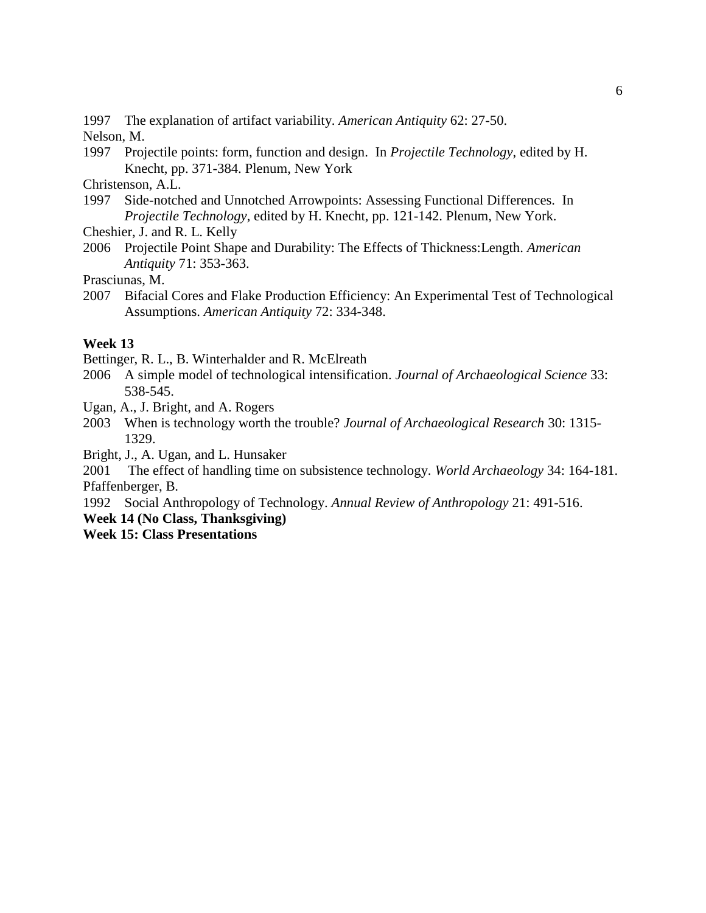1997 The explanation of artifact variability. *American Antiquity* 62: 27-50.

Nelson, M.

1997 Projectile points: form, function and design. In *Projectile Technology*, edited by H. Knecht, pp. 371-384. Plenum, New York

Christenson, A.L.

1997 Side-notched and Unnotched Arrowpoints: Assessing Functional Differences. In *Projectile Technology*, edited by H. Knecht, pp. 121-142. Plenum, New York.

Cheshier, J. and R. L. Kelly

2006 Projectile Point Shape and Durability: The Effects of Thickness:Length. *American Antiquity* 71: 353-363.

Prasciunas, M.

2007 Bifacial Cores and Flake Production Efficiency: An Experimental Test of Technological Assumptions. *American Antiquity* 72: 334-348.

**Week 13**

Bettinger, R. L., B. Winterhalder and R. McElreath

2006 A simple model of technological intensification. *Journal of Archaeological Science* 33: 538-545.

Ugan, A., J. Bright, and A. Rogers

2003 When is technology worth the trouble? *Journal of Archaeological Research* 30: 1315-1329.

Bright, J., A. Ugan, and L. Hunsaker

2001 The effect of handling time on subsistence technology. *World Archaeology* 34: 164-181.

Pfaffenberger, B.

1992 Social Anthropology of Technology. *Annual Review of Anthropology* 21: 491-516.

**Week 14 (No Class, Thanksgiving)**

**Week 15: Class Presentations**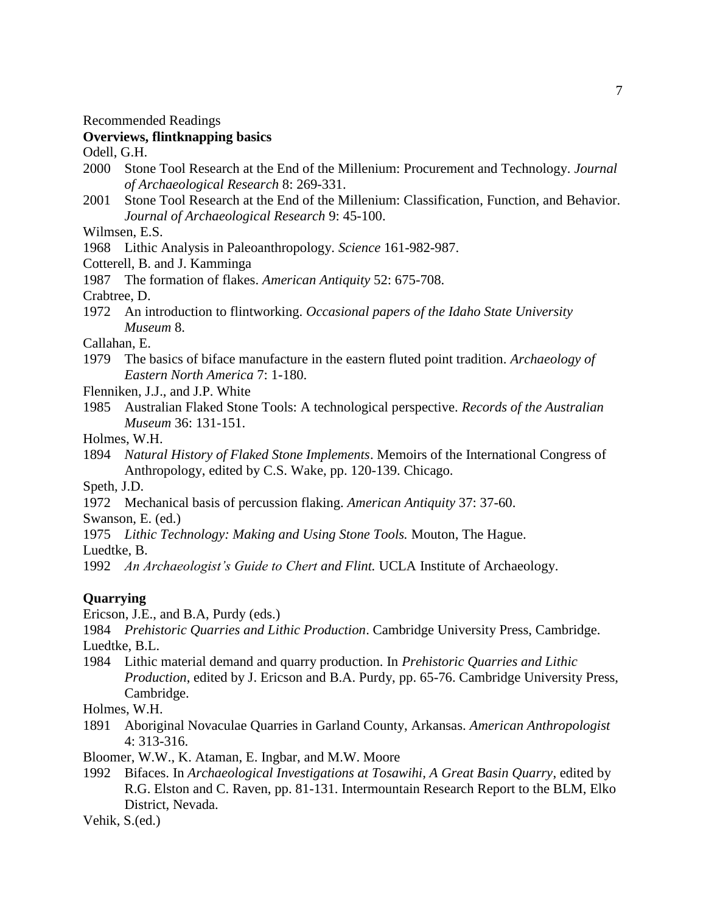Recommended Readings

**Overviews, flintknapping basics**

Odell, G.H.

2000 Stone Tool Research at the End of the Millenium: Procurement and Technology. *Journal of Archaeological Research* 8: 269-331.

2001 Stone Tool Research at the End of the Millenium: Classification, Function, and Behavior. *Journal of Archaeological Research* 9: 45-100.

Wilmsen, E.S.

1968 Lithic Analysis in Paleoanthropology. *Science* 161-982-987.

Cotterell, B. and J. Kamminga

1987 The formation of flakes. *American Antiquity* 52: 675-708.

Crabtree, D.

1972 An introduction to flintworking. *Occasional papers of the Idaho State University Museum* 8.

Callahan, E.

1979 The basics of biface manufacture in the eastern fluted point tradition. *Archaeology of Eastern North America* 7: 1-180.

Flenniken, J.J., and J.P. White

1985 Australian Flaked Stone Tools: A technological perspective. *Records of the Australian Museum* 36: 131-151.

Holmes, W.H.

1894 *Natural History of Flaked Stone Implements*. Memoirs of the International Congress of Anthropology, edited by C.S. Wake, pp. 120-139. Chicago.

Speth, J.D.

1972 Mechanical basis of percussion flaking. *American Antiquity* 37: 37-60.

Swanson, E. (ed.)

1975 *Lithic Technology: Making and Using Stone Tools.* Mouton, The Hague.

Luedtke, B.

1992 *An Archaeologist's Guide to Chert and Flint.* UCLA Institute of Archaeology.

**Quarrying**

Ericson, J.E., and B.A, Purdy (eds.)

1984 *Prehistoric Quarries and Lithic Production*. Cambridge University Press, Cambridge.

Luedtke, B.L.

1984 Lithic material demand and quarry production. In *Prehistoric Quarries and Lithic Production*, edited by J. Ericson and B.A. Purdy, pp. 65-76. Cambridge University Press, Cambridge.

Holmes, W.H.

1891 Aboriginal Novaculae Quarries in Garland County, Arkansas. *American Anthropologist* 4: 313-316.

Bloomer, W.W., K. Ataman, E. Ingbar, and M.W. Moore

1992 Bifaces. In *Archaeological Investigations at Tosawihi, A Great Basin Quarry*, edited by R.G. Elston and C. Raven, pp. 81-131. Intermountain Research Report to the BLM, Elko District, Nevada.

Vehik, S.(ed.)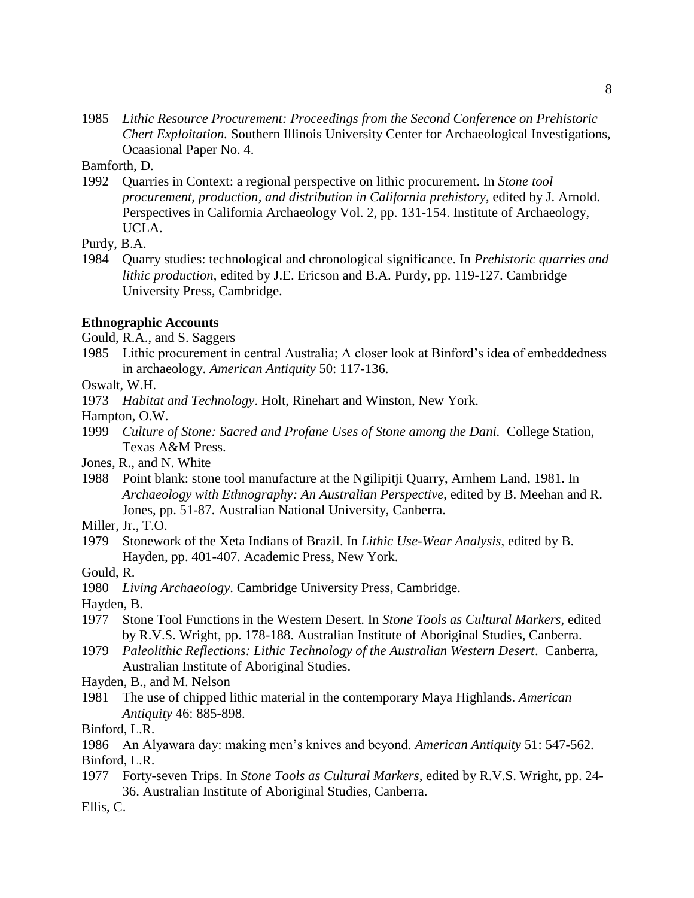1985 *Lithic Resource Procurement: Proceedings from the Second Conference on Prehistoric Chert Exploitation.* Southern Illinois University Center for Archaeological Investigations, Ocaasional Paper No. 4.

Bamforth, D.

1992 Quarries in Context: a regional perspective on lithic procurement. In *Stone tool procurement, production, and distribution in California prehistory*, edited by J. Arnold. Perspectives in California Archaeology Vol. 2, pp. 131-154. Institute of Archaeology, UCLA.

Purdy, B.A.

1984 Quarry studies: technological and chronological significance. In *Prehistoric quarries and lithic production*, edited by J.E. Ericson and B.A. Purdy, pp. 119-127. Cambridge University Press, Cambridge.

**Ethnographic Accounts**

Gould, R.A., and S. Saggers

1985 Lithic procurement in central Australia; A closer look at Binford's idea of embeddedness in archaeology. *American Antiquity* 50: 117-136.

Oswalt, W.H.

1973 *Habitat and Technology*. Holt, Rinehart and Winston, New York.

Hampton, O.W.

1999 *Culture of Stone: Sacred and Profane Uses of Stone among the Dani.* College Station, Texas A&M Press.

Jones, R., and N. White

1988 Point blank: stone tool manufacture at the Ngilipitji Quarry, Arnhem Land, 1981. In *Archaeology with Ethnography: An Australian Perspective*, edited by B. Meehan and R. Jones, pp. 51-87. Australian National University, Canberra.

Miller, Jr., T.O.

1979 Stonework of the Xeta Indians of Brazil. In *Lithic Use-Wear Analysis*, edited by B. Hayden, pp. 401-407. Academic Press, New York.

Gould, R.

1980 *Living Archaeology*. Cambridge University Press, Cambridge.

Hayden, B.

1977 Stone Tool Functions in the Western Desert. In *Stone Tools as Cultural Markers*, edited by R.V.S. Wright, pp. 178-188. Australian Institute of Aboriginal Studies, Canberra.

1979 *Paleolithic Reflections: Lithic Technology of the Australian Western Desert*. Canberra, Australian Institute of Aboriginal Studies.

Hayden, B., and M. Nelson

1981 The use of chipped lithic material in the contemporary Maya Highlands. *American Antiquity* 46: 885-898.

Binford, L.R.

1986 An Alyawara day: making men's knives and beyond. *American Antiquity* 51: 547-562.

Binford, L.R.

1977 Forty-seven Trips. In *Stone Tools as Cultural Markers*, edited by R.V.S. Wright, pp. 24-36. Australian Institute of Aboriginal Studies, Canberra.

Ellis, C.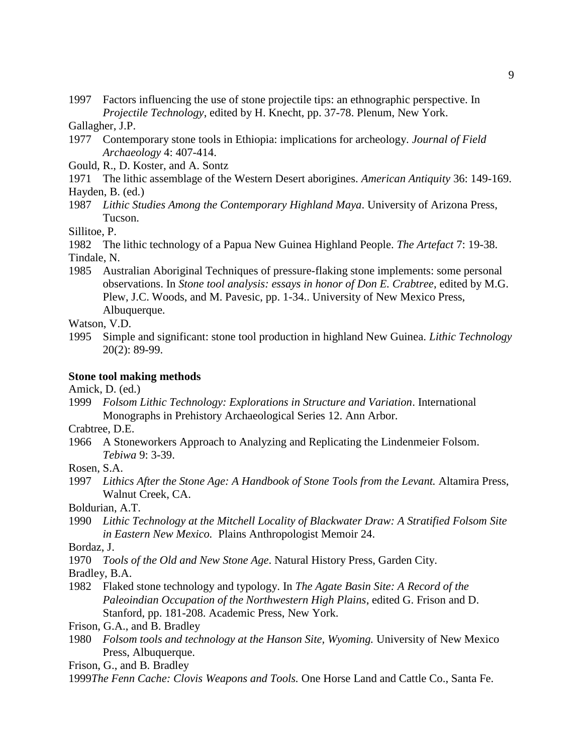1997 Factors influencing the use of stone projectile tips: an ethnographic perspective. In *Projectile Technology*, edited by H. Knecht, pp. 37-78. Plenum, New York.

Gallagher, J.P.

1977 Contemporary stone tools in Ethiopia: implications for archeology. *Journal of Field Archaeology* 4: 407-414.

Gould, R., D. Koster, and A. Sontz

1971 The lithic assemblage of the Western Desert aborigines. *American Antiquity* 36: 149-169.

Hayden, B. (ed.)

1987 *Lithic Studies Among the Contemporary Highland Maya*. University of Arizona Press, Tucson.

Sillitoe, P.

1982 The lithic technology of a Papua New Guinea Highland People. *The Artefact* 7: 19-38.

Tindale, N.

1985 Australian Aboriginal Techniques of pressure-flaking stone implements: some personal observations. In *Stone tool analysis: essays in honor of Don E. Crabtree*, edited by M.G. Plew, J.C. Woods, and M. Pavesic, pp. 1-34.. University of New Mexico Press, Albuquerque.

Watson, V.D.

1995 Simple and significant: stone tool production in highland New Guinea. *Lithic Technology* 20(2): 89-99.

**Stone tool making methods**

Amick, D. (ed.)

1999 *Folsom Lithic Technology: Explorations in Structure and Variation*. International Monographs in Prehistory Archaeological Series 12. Ann Arbor.

Crabtree, D.E.

1966 A Stoneworkers Approach to Analyzing and Replicating the Lindenmeier Folsom. *Tebiwa* 9: 3-39.

Rosen, S.A.

1997 *Lithics After the Stone Age: A Handbook of Stone Tools from the Levant.* Altamira Press, Walnut Creek, CA.

Boldurian, A.T.

1990 *Lithic Technology at the Mitchell Locality of Blackwater Draw: A Stratified Folsom Site in Eastern New Mexico.* Plains Anthropologist Memoir 24.

Bordaz, J.

1970 *Tools of the Old and New Stone Age*. Natural History Press, Garden City.

Bradley, B.A.

1982 Flaked stone technology and typology. In *The Agate Basin Site: A Record of the Paleoindian Occupation of the Northwestern High Plains*, edited G. Frison and D. Stanford, pp. 181-208. Academic Press, New York.

Frison, G.A., and B. Bradley

1980 *Folsom tools and technology at the Hanson Site, Wyoming.* University of New Mexico Press, Albuquerque.

Frison, G., and B. Bradley

1999*The Fenn Cache: Clovis Weapons and Tools.* One Horse Land and Cattle Co., Santa Fe.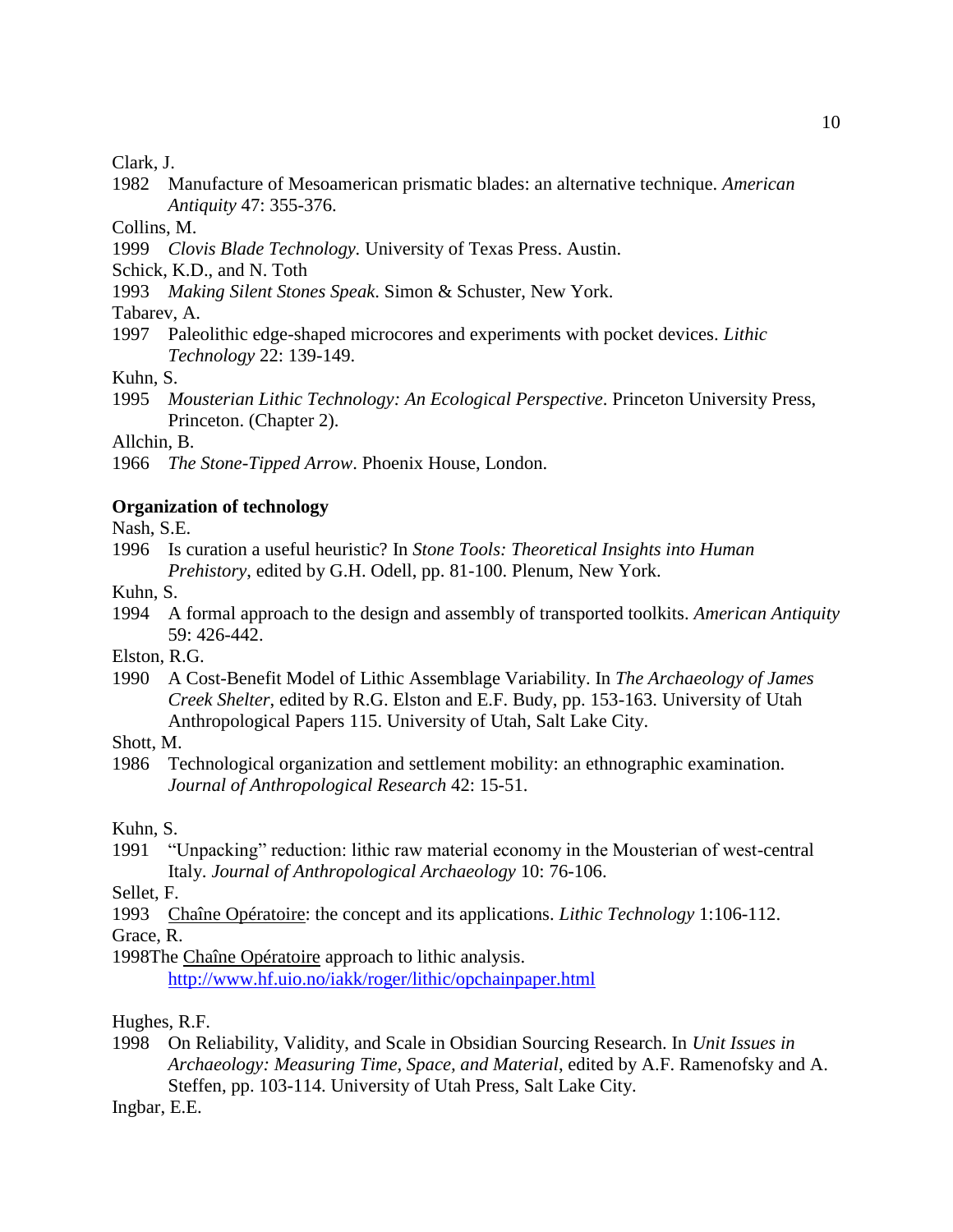Clark, J.

1982 Manufacture of Mesoamerican prismatic blades: an alternative technique. *American Antiquity* 47: 355-376.

Collins, M.

1999 *Clovis Blade Technology.* University of Texas Press. Austin.

Schick, K.D., and N. Toth

1993 *Making Silent Stones Speak*. Simon & Schuster, New York.

Tabarev, A.

1997 Paleolithic edge-shaped microcores and experiments with pocket devices. *Lithic Technology* 22: 139-149.

Kuhn, S.

1995 *Mousterian Lithic Technology: An Ecological Perspective*. Princeton University Press, Princeton. (Chapter 2).

Allchin, B.

1966 *The Stone-Tipped Arrow*. Phoenix House, London.

**Organization of technology**

Nash, S.E.

1996 Is curation a useful heuristic? In *Stone Tools: Theoretical Insights into Human Prehistory*, edited by G.H. Odell, pp. 81-100. Plenum, New York.

Kuhn, S.

1994 A formal approach to the design and assembly of transported toolkits. *American Antiquity* 59: 426-442.

Elston, R.G.

1990 A Cost-Benefit Model of Lithic Assemblage Variability. In *The Archaeology of James Creek Shelter*, edited by R.G. Elston and E.F. Budy, pp. 153-163. University of Utah Anthropological Papers 115. University of Utah, Salt Lake City.

Shott, M.

1986 Technological organization and settlement mobility: an ethnographic examination. *Journal of Anthropological Research* 42: 15-51.

Kuhn, S.

1991 "Unpacking" reduction: lithic raw material economy in the Mousterian of west-central Italy. *Journal of Anthropological Archaeology* 10: 76-106.

Sellet, F.

1993 Chaîne Opératoire: the concept and its applications. *Lithic Technology* 1:106-112.

Grace, R.

1998The Chaîne Opératoire approach to lithic analysis. http://www.hf.uio.no/iakk/roger/lithic/opchainpaper.html

Hughes, R.F.

1998 On Reliability, Validity, and Scale in Obsidian Sourcing Research. In *Unit Issues in Archaeology: Measuring Time, Space, and Material*, edited by A.F. Ramenofsky and A. Steffen, pp. 103-114. University of Utah Press, Salt Lake City.

Ingbar, E.E.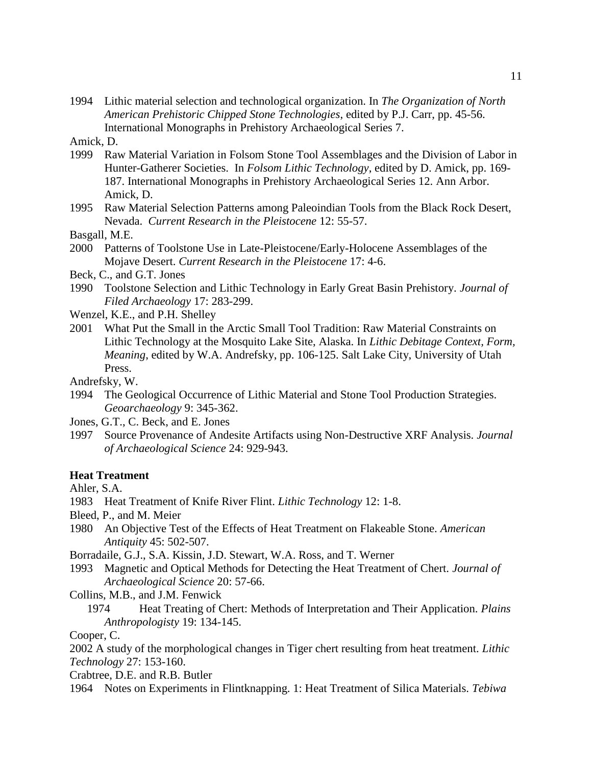1994 Lithic material selection and technological organization. In *The Organization of North American Prehistoric Chipped Stone Technologies*, edited by P.J. Carr, pp. 45-56. International Monographs in Prehistory Archaeological Series 7.

Amick, D.

1999 Raw Material Variation in Folsom Stone Tool Assemblages and the Division of Labor in Hunter-Gatherer Societies. In *Folsom Lithic Technology*, edited by D. Amick, pp. 169-187. International Monographs in Prehistory Archaeological Series 12. Ann Arbor. Amick, D.

1995 Raw Material Selection Patterns among Paleoindian Tools from the Black Rock Desert, Nevada. *Current Research in the Pleistocene* 12: 55-57.

Basgall, M.E.

2000 Patterns of Toolstone Use in Late-Pleistocene/Early-Holocene Assemblages of the Mojave Desert. *Current Research in the Pleistocene* 17: 4-6.

Beck, C., and G.T. Jones

1990 Toolstone Selection and Lithic Technology in Early Great Basin Prehistory. *Journal of Filed Archaeology* 17: 283-299.

Wenzel, K.E., and P.H. Shelley

2001 What Put the Small in the Arctic Small Tool Tradition: Raw Material Constraints on Lithic Technology at the Mosquito Lake Site, Alaska. In *Lithic Debitage Context, Form, Meaning*, edited by W.A. Andrefsky, pp. 106-125. Salt Lake City, University of Utah Press.

Andrefsky, W.

1994 The Geological Occurrence of Lithic Material and Stone Tool Production Strategies. *Geoarchaeology* 9: 345-362.

Jones, G.T., C. Beck, and E. Jones

1997 Source Provenance of Andesite Artifacts using Non-Destructive XRF Analysis. *Journal of Archaeological Science* 24: 929-943.

**Heat Treatment**

Ahler, S.A.

1983 Heat Treatment of Knife River Flint. *Lithic Technology* 12: 1-8.

Bleed, P., and M. Meier

1980 An Objective Test of the Effects of Heat Treatment on Flakeable Stone. *American Antiquity* 45: 502-507.

Borradaile, G.J., S.A. Kissin, J.D. Stewart, W.A. Ross, and T. Werner

1993 Magnetic and Optical Methods for Detecting the Heat Treatment of Chert. *Journal of Archaeological Science* 20: 57-66.

Collins, M.B., and J.M. Fenwick

1974 Heat Treating of Chert: Methods of Interpretation and Their Application. *Plains Anthropologisty* 19: 134-145.

Cooper, C.

2002 A study of the morphological changes in Tiger chert resulting from heat treatment. *Lithic Technology* 27: 153-160.

Crabtree, D.E. and R.B. Butler

1964 Notes on Experiments in Flintknapping. 1: Heat Treatment of Silica Materials. *Tebiwa*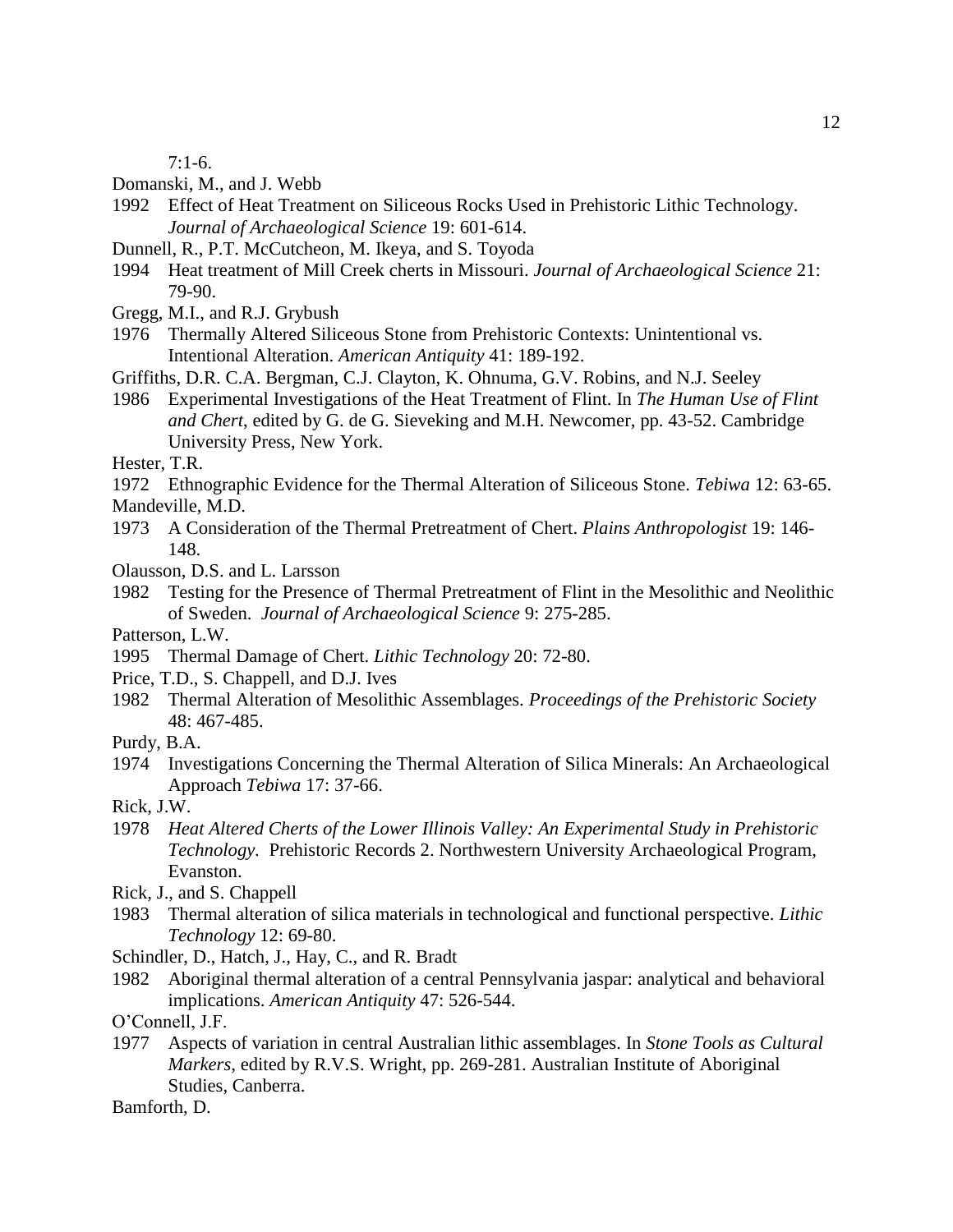7:1-6.

Domanski, M., and J. Webb

1992 Effect of Heat Treatment on Siliceous Rocks Used in Prehistoric Lithic Technology. *Journal of Archaeological Science* 19: 601-614.

Dunnell, R., P.T. McCutcheon, M. Ikeya, and S. Toyoda

1994 Heat treatment of Mill Creek cherts in Missouri. *Journal of Archaeological Science* 21: 79-90.

Gregg, M.I., and R.J. Grybush

1976 Thermally Altered Siliceous Stone from Prehistoric Contexts: Unintentional vs. Intentional Alteration. *American Antiquity* 41: 189-192.

Griffiths, D.R. C.A. Bergman, C.J. Clayton, K. Ohnuma, G.V. Robins, and N.J. Seeley

1986 Experimental Investigations of the Heat Treatment of Flint. In *The Human Use of Flint and Chert*, edited by G. de G. Sieveking and M.H. Newcomer, pp. 43-52. Cambridge University Press, New York.

Hester, T.R.

1972 Ethnographic Evidence for the Thermal Alteration of Siliceous Stone. *Tebiwa* 12: 63-65.

Mandeville, M.D.

1973 A Consideration of the Thermal Pretreatment of Chert. *Plains Anthropologist* 19: 146-148.

Olausson, D.S. and L. Larsson

1982 Testing for the Presence of Thermal Pretreatment of Flint in the Mesolithic and Neolithic of Sweden. *Journal of Archaeological Science* 9: 275-285.

Patterson, L.W.

1995 Thermal Damage of Chert. *Lithic Technology* 20: 72-80.

Price, T.D., S. Chappell, and D.J. Ives

1982 Thermal Alteration of Mesolithic Assemblages. *Proceedings of the Prehistoric Society* 48: 467-485.

Purdy, B.A.

1974 Investigations Concerning the Thermal Alteration of Silica Minerals: An Archaeological Approach *Tebiwa* 17: 37-66.

Rick, J.W.

1978 *Heat Altered Cherts of the Lower Illinois Valley: An Experimental Study in Prehistoric Technology.* Prehistoric Records 2. Northwestern University Archaeological Program, Evanston.

Rick, J., and S. Chappell

1983 Thermal alteration of silica materials in technological and functional perspective. *Lithic Technology* 12: 69-80.

Schindler, D., Hatch, J., Hay, C., and R. Bradt

1982 Aboriginal thermal alteration of a central Pennsylvania jaspar: analytical and behavioral implications. *American Antiquity* 47: 526-544.

O'Connell, J.F.

1977 Aspects of variation in central Australian lithic assemblages. In *Stone Tools as Cultural Markers*, edited by R.V.S. Wright, pp. 269-281. Australian Institute of Aboriginal Studies, Canberra.

Bamforth, D.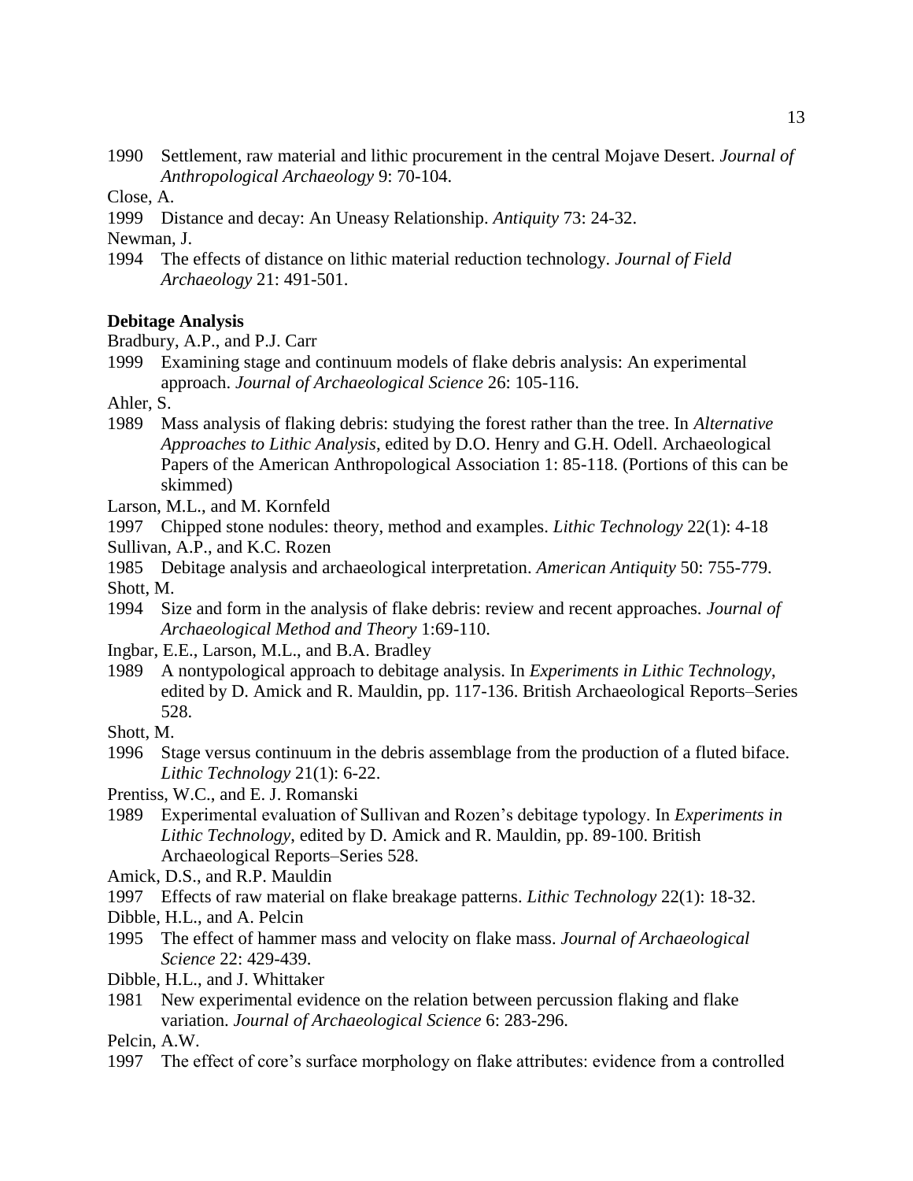1990 Settlement, raw material and lithic procurement in the central Mojave Desert. *Journal of Anthropological Archaeology* 9: 70-104.

Close, A.

1999 Distance and decay: An Uneasy Relationship. *Antiquity* 73: 24-32.

Newman, J.

1994 The effects of distance on lithic material reduction technology. *Journal of Field Archaeology* 21: 491-501.

**Debitage Analysis**

Bradbury, A.P., and P.J. Carr

1999 Examining stage and continuum models of flake debris analysis: An experimental approach. *Journal of Archaeological Science* 26: 105-116.

Ahler, S.

1989 Mass analysis of flaking debris: studying the forest rather than the tree. In *Alternative Approaches to Lithic Analysis*, edited by D.O. Henry and G.H. Odell. Archaeological Papers of the American Anthropological Association 1: 85-118. (Portions of this can be skimmed)

Larson, M.L., and M. Kornfeld

1997 Chipped stone nodules: theory, method and examples. *Lithic Technology* 22(1): 4-18

Sullivan, A.P., and K.C. Rozen

1985 Debitage analysis and archaeological interpretation. *American Antiquity* 50: 755-779.

Shott, M.

1994 Size and form in the analysis of flake debris: review and recent approaches. *Journal of Archaeological Method and Theory* 1:69-110.

Ingbar, E.E., Larson, M.L., and B.A. Bradley

1989 A nontypological approach to debitage analysis. In *Experiments in Lithic Technology*, edited by D. Amick and R. Mauldin, pp. 117-136. British Archaeological Reports–Series 528.

Shott, M.

1996 Stage versus continuum in the debris assemblage from the production of a fluted biface. *Lithic Technology* 21(1): 6-22.

Prentiss, W.C., and E. J. Romanski

1989 Experimental evaluation of Sullivan and Rozen's debitage typology. In *Experiments in Lithic Technology*, edited by D. Amick and R. Mauldin, pp. 89-100. British Archaeological Reports–Series 528.

Amick, D.S., and R.P. Mauldin

1997 Effects of raw material on flake breakage patterns. *Lithic Technology* 22(1): 18-32.

Dibble, H.L., and A. Pelcin

1995 The effect of hammer mass and velocity on flake mass. *Journal of Archaeological Science* 22: 429-439.

Dibble, H.L., and J. Whittaker

1981 New experimental evidence on the relation between percussion flaking and flake variation. *Journal of Archaeological Science* 6: 283-296.

Pelcin, A.W.

1997 The effect of core's surface morphology on flake attributes: evidence from a controlled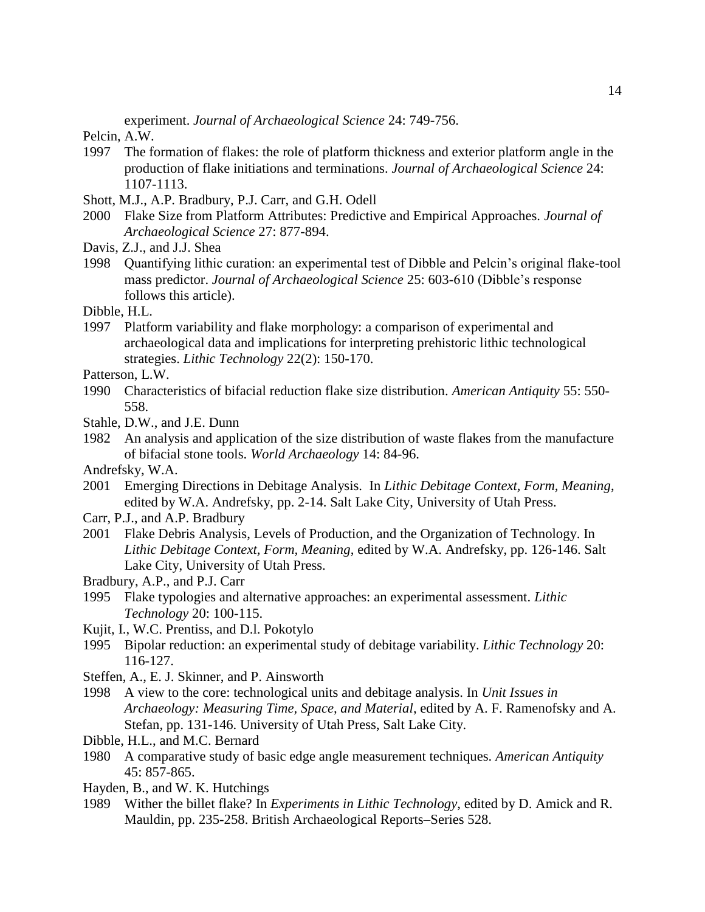experiment. *Journal of Archaeological Science* 24: 749-756.

Pelcin, A.W.

1997 The formation of flakes: the role of platform thickness and exterior platform angle in the production of flake initiations and terminations. *Journal of Archaeological Science* 24: 1107-1113.

Shott, M.J., A.P. Bradbury, P.J. Carr, and G.H. Odell

2000 Flake Size from Platform Attributes: Predictive and Empirical Approaches. *Journal of Archaeological Science* 27: 877-894.

Davis, Z.J., and J.J. Shea

1998 Quantifying lithic curation: an experimental test of Dibble and Pelcin's original flake-tool mass predictor. *Journal of Archaeological Science* 25: 603-610 (Dibble's response follows this article).

Dibble, H.L.

1997 Platform variability and flake morphology: a comparison of experimental and archaeological data and implications for interpreting prehistoric lithic technological strategies. *Lithic Technology* 22(2): 150-170.

Patterson, L.W.

1990 Characteristics of bifacial reduction flake size distribution. *American Antiquity* 55: 550-558.

Stahle, D.W., and J.E. Dunn

1982 An analysis and application of the size distribution of waste flakes from the manufacture of bifacial stone tools. *World Archaeology* 14: 84-96.

Andrefsky, W.A.

2001 Emerging Directions in Debitage Analysis. In *Lithic Debitage Context, Form, Meaning*, edited by W.A. Andrefsky, pp. 2-14. Salt Lake City, University of Utah Press.

Carr, P.J., and A.P. Bradbury

2001 Flake Debris Analysis, Levels of Production, and the Organization of Technology. In *Lithic Debitage Context, Form, Meaning*, edited by W.A. Andrefsky, pp. 126-146. Salt Lake City, University of Utah Press.

Bradbury, A.P., and P.J. Carr

1995 Flake typologies and alternative approaches: an experimental assessment. *Lithic Technology* 20: 100-115.

Kujit, I., W.C. Prentiss, and D.l. Pokotylo

1995 Bipolar reduction: an experimental study of debitage variability. *Lithic Technology* 20: 116-127.

Steffen, A., E. J. Skinner, and P. Ainsworth

1998 A view to the core: technological units and debitage analysis. In *Unit Issues in Archaeology: Measuring Time, Space, and Material*, edited by A. F. Ramenofsky and A. Stefan, pp. 131-146. University of Utah Press, Salt Lake City.

Dibble, H.L., and M.C. Bernard

1980 A comparative study of basic edge angle measurement techniques. *American Antiquity* 45: 857-865.

Hayden, B., and W. K. Hutchings

1989 Wither the billet flake? In *Experiments in Lithic Technology*, edited by D. Amick and R. Mauldin, pp. 235-258. British Archaeological Reports–Series 528.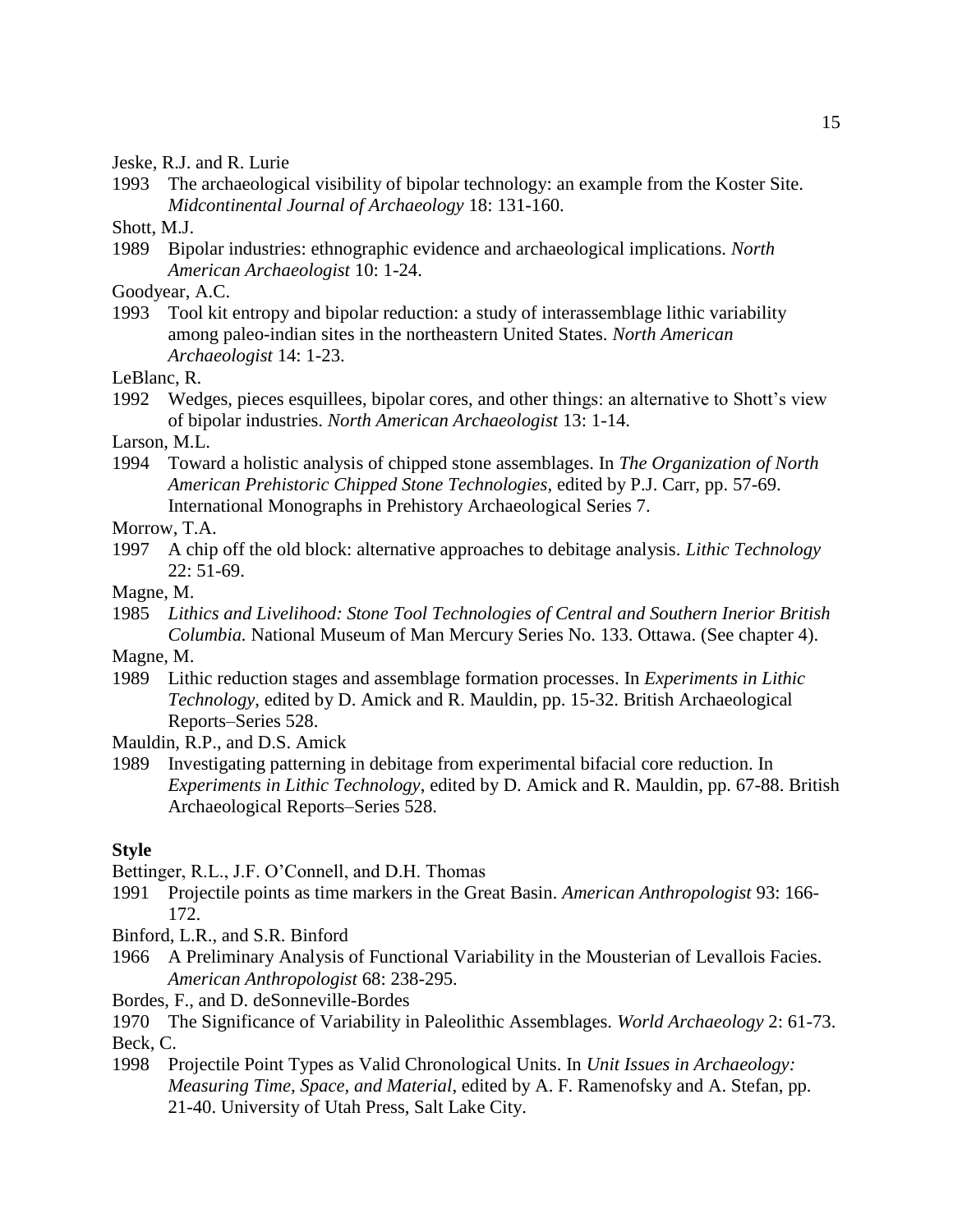Jeske, R.J. and R. Lurie

1993 The archaeological visibility of bipolar technology: an example from the Koster Site. *Midcontinental Journal of Archaeology* 18: 131-160.

Shott, M.J.

1989 Bipolar industries: ethnographic evidence and archaeological implications. *North American Archaeologist* 10: 1-24.

Goodyear, A.C.

1993 Tool kit entropy and bipolar reduction: a study of interassemblage lithic variability among paleo-indian sites in the northeastern United States. *North American Archaeologist* 14: 1-23.

LeBlanc, R.

1992 Wedges, pieces esquillees, bipolar cores, and other things: an alternative to Shott's view of bipolar industries. *North American Archaeologist* 13: 1-14.

Larson, M.L.

1994 Toward a holistic analysis of chipped stone assemblages. In *The Organization of North American Prehistoric Chipped Stone Technologies*, edited by P.J. Carr, pp. 57-69. International Monographs in Prehistory Archaeological Series 7.

Morrow, T.A.

1997 A chip off the old block: alternative approaches to debitage analysis. *Lithic Technology* 22: 51-69.

Magne, M.

1985 *Lithics and Livelihood: Stone Tool Technologies of Central and Southern Inerior British Columbia.* National Museum of Man Mercury Series No. 133. Ottawa. (See chapter 4).

Magne, M.

1989 Lithic reduction stages and assemblage formation processes. In *Experiments in Lithic Technology*, edited by D. Amick and R. Mauldin, pp. 15-32. British Archaeological Reports–Series 528.

Mauldin, R.P., and D.S. Amick

1989 Investigating patterning in debitage from experimental bifacial core reduction. In *Experiments in Lithic Technology*, edited by D. Amick and R. Mauldin, pp. 67-88. British Archaeological Reports–Series 528.

**Style**

Bettinger, R.L., J.F. O'Connell, and D.H. Thomas

1991 Projectile points as time markers in the Great Basin. *American Anthropologist* 93: 166-172.

Binford, L.R., and S.R. Binford

1966 A Preliminary Analysis of Functional Variability in the Mousterian of Levallois Facies. *American Anthropologist* 68: 238-295.

Bordes, F., and D. deSonneville-Bordes

1970 The Significance of Variability in Paleolithic Assemblages. *World Archaeology* 2: 61-73.

Beck, C.

1998 Projectile Point Types as Valid Chronological Units. In *Unit Issues in Archaeology: Measuring Time, Space, and Material*, edited by A. F. Ramenofsky and A. Stefan, pp. 21-40. University of Utah Press, Salt Lake City.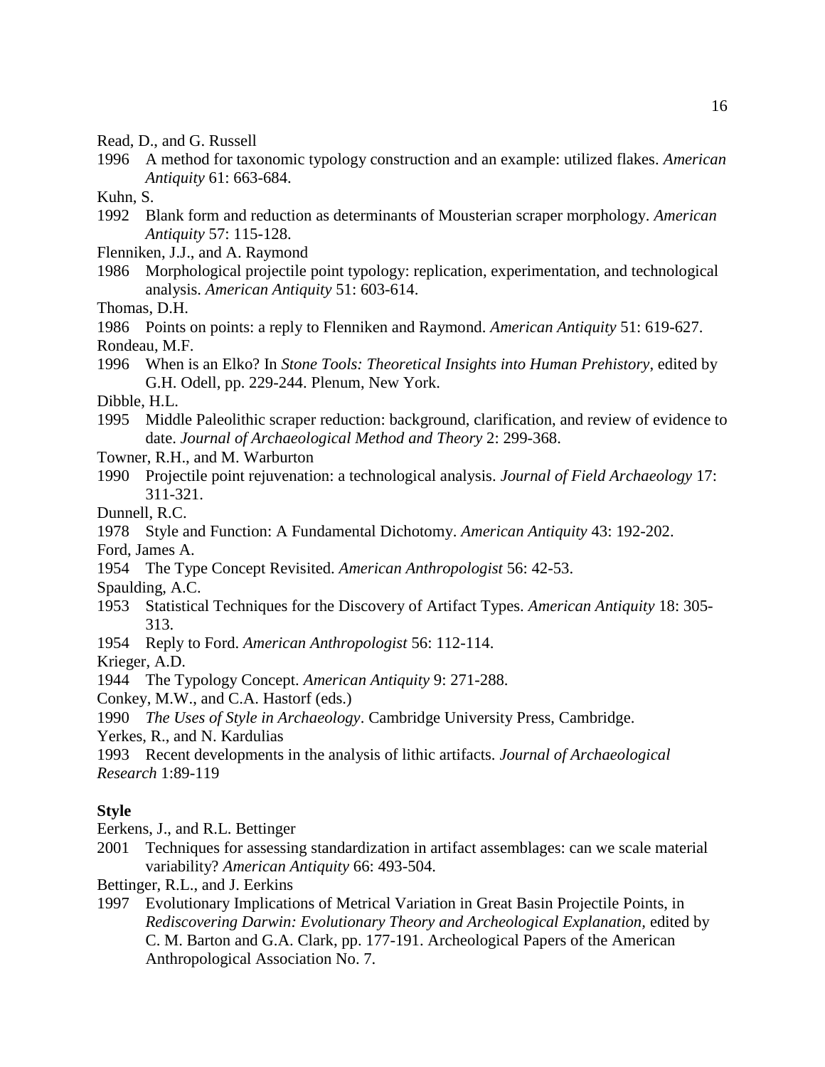Read, D., and G. Russell

1996 A method for taxonomic typology construction and an example: utilized flakes. *American Antiquity* 61: 663-684.

Kuhn, S.

1992 Blank form and reduction as determinants of Mousterian scraper morphology. *American Antiquity* 57: 115-128.

Flenniken, J.J., and A. Raymond

1986 Morphological projectile point typology: replication, experimentation, and technological analysis. *American Antiquity* 51: 603-614.

Thomas, D.H.

1986 Points on points: a reply to Flenniken and Raymond. *American Antiquity* 51: 619-627.

Rondeau, M.F.

1996 When is an Elko? In *Stone Tools: Theoretical Insights into Human Prehistory*, edited by G.H. Odell, pp. 229-244. Plenum, New York.

Dibble, H.L.

1995 Middle Paleolithic scraper reduction: background, clarification, and review of evidence to date. *Journal of Archaeological Method and Theory* 2: 299-368.

Towner, R.H., and M. Warburton

1990 Projectile point rejuvenation: a technological analysis. *Journal of Field Archaeology* 17: 311-321.

Dunnell, R.C.

1978 Style and Function: A Fundamental Dichotomy. *American Antiquity* 43: 192-202.

Ford, James A.

1954 The Type Concept Revisited. *American Anthropologist* 56: 42-53.

Spaulding, A.C.

1953 Statistical Techniques for the Discovery of Artifact Types. *American Antiquity* 18: 305-313.

1954 Reply to Ford. *American Anthropologist* 56: 112-114.

Krieger, A.D.

1944 The Typology Concept. *American Antiquity* 9: 271-288.

Conkey, M.W., and C.A. Hastorf (eds.)

1990 *The Uses of Style in Archaeology*. Cambridge University Press, Cambridge.

Yerkes, R., and N. Kardulias

1993 Recent developments in the analysis of lithic artifacts. *Journal of Archaeological Research* 1:89-119

**Style**

Eerkens, J., and R.L. Bettinger

2001 Techniques for assessing standardization in artifact assemblages: can we scale material variability? *American Antiquity* 66: 493-504.

Bettinger, R.L., and J. Eerkins

1997 Evolutionary Implications of Metrical Variation in Great Basin Projectile Points, in *Rediscovering Darwin: Evolutionary Theory and Archeological Explanation*, edited by C. M. Barton and G.A. Clark, pp. 177-191. Archeological Papers of the American Anthropological Association No. 7.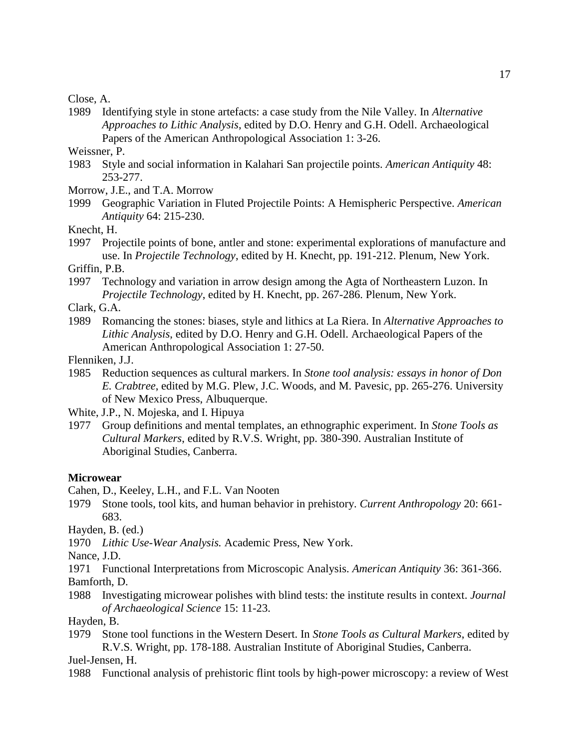Close, A.

1989 Identifying style in stone artefacts: a case study from the Nile Valley. In *Alternative Approaches to Lithic Analysis*, edited by D.O. Henry and G.H. Odell. Archaeological Papers of the American Anthropological Association 1: 3-26.

Weissner, P.

1983 Style and social information in Kalahari San projectile points. *American Antiquity* 48: 253-277.

Morrow, J.E., and T.A. Morrow

1999 Geographic Variation in Fluted Projectile Points: A Hemispheric Perspective. *American Antiquity* 64: 215-230.

Knecht, H.

1997 Projectile points of bone, antler and stone: experimental explorations of manufacture and use. In *Projectile Technology*, edited by H. Knecht, pp. 191-212. Plenum, New York.

Griffin, P.B.

1997 Technology and variation in arrow design among the Agta of Northeastern Luzon. In *Projectile Technology*, edited by H. Knecht, pp. 267-286. Plenum, New York.

Clark, G.A.

1989 Romancing the stones: biases, style and lithics at La Riera. In *Alternative Approaches to Lithic Analysis*, edited by D.O. Henry and G.H. Odell. Archaeological Papers of the American Anthropological Association 1: 27-50.

Flenniken, J.J.

1985 Reduction sequences as cultural markers. In *Stone tool analysis: essays in honor of Don E. Crabtree*, edited by M.G. Plew, J.C. Woods, and M. Pavesic, pp. 265-276. University of New Mexico Press, Albuquerque.

White, J.P., N. Mojeska, and I. Hipuya

1977 Group definitions and mental templates, an ethnographic experiment. In *Stone Tools as Cultural Markers*, edited by R.V.S. Wright, pp. 380-390. Australian Institute of Aboriginal Studies, Canberra.

**Microwear**

Cahen, D., Keeley, L.H., and F.L. Van Nooten

1979 Stone tools, tool kits, and human behavior in prehistory. *Current Anthropology* 20: 661-683.

Hayden, B. (ed.)

1970 *Lithic Use-Wear Analysis.* Academic Press, New York.

Nance, J.D.

1971 Functional Interpretations from Microscopic Analysis. *American Antiquity* 36: 361-366.

Bamforth, D.

1988 Investigating microwear polishes with blind tests: the institute results in context. *Journal of Archaeological Science* 15: 11-23.

Hayden, B.

1979 Stone tool functions in the Western Desert. In *Stone Tools as Cultural Markers*, edited by R.V.S. Wright, pp. 178-188. Australian Institute of Aboriginal Studies, Canberra.

Juel-Jensen, H.

1988 Functional analysis of prehistoric flint tools by high-power microscopy: a review of West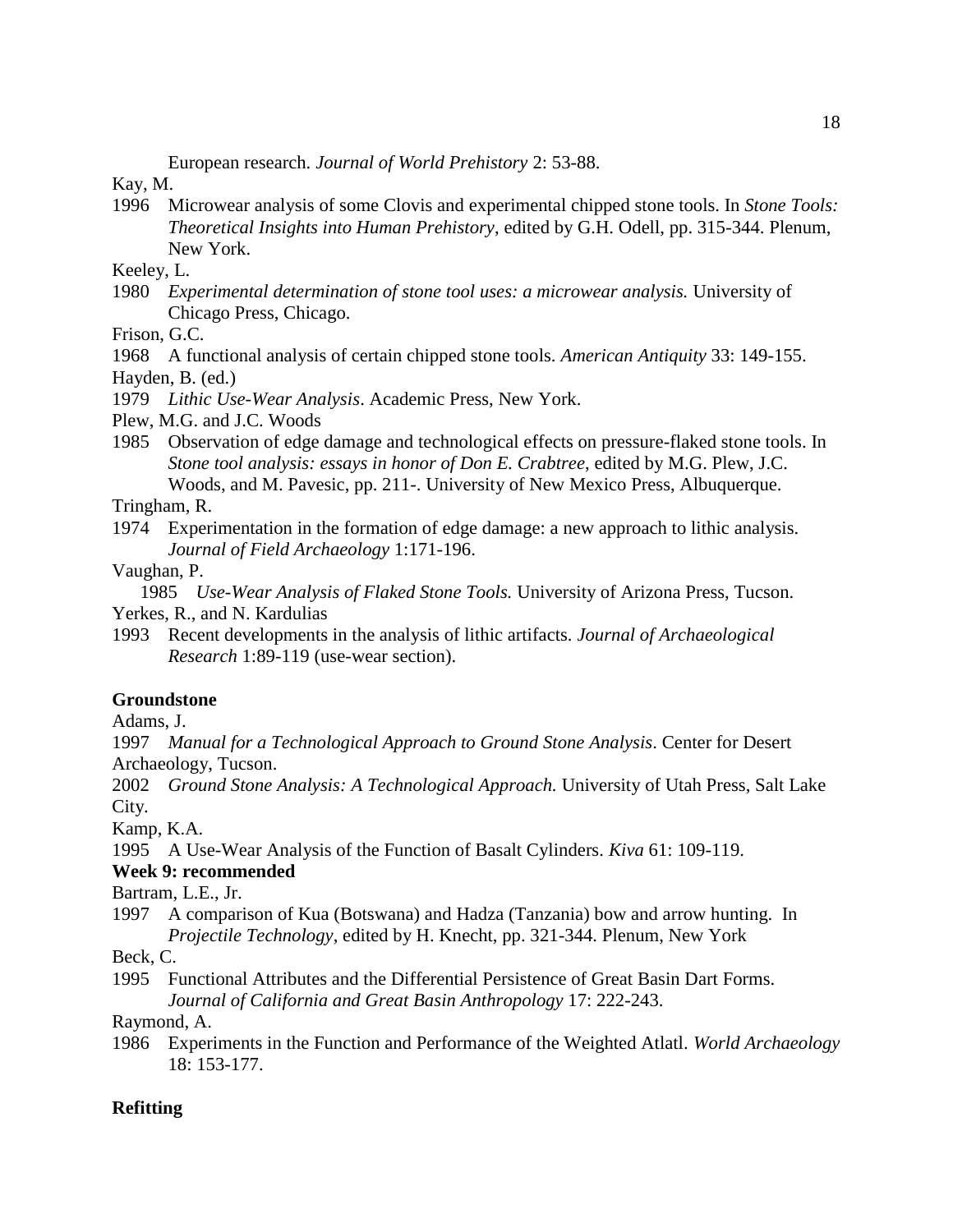European research. *Journal of World Prehistory* 2: 53-88.

Kay, M.

1996 Microwear analysis of some Clovis and experimental chipped stone tools. In *Stone Tools: Theoretical Insights into Human Prehistory*, edited by G.H. Odell, pp. 315-344. Plenum, New York.

Keeley, L.

1980 *Experimental determination of stone tool uses: a microwear analysis.* University of Chicago Press, Chicago.

Frison, G.C.

1968 A functional analysis of certain chipped stone tools. *American Antiquity* 33: 149-155.

Hayden, B. (ed.)

1979 *Lithic Use-Wear Analysis*. Academic Press, New York.

Plew, M.G. and J.C. Woods

1985 Observation of edge damage and technological effects on pressure-flaked stone tools. In *Stone tool analysis: essays in honor of Don E. Crabtree*, edited by M.G. Plew, J.C. Woods, and M. Pavesic, pp. 211-. University of New Mexico Press, Albuquerque.

Tringham, R.

1974 Experimentation in the formation of edge damage: a new approach to lithic analysis. *Journal of Field Archaeology* 1:171-196.

Vaughan, P.

1985 *Use-Wear Analysis of Flaked Stone Tools.* University of Arizona Press, Tucson.

Yerkes, R., and N. Kardulias

1993 Recent developments in the analysis of lithic artifacts. *Journal of Archaeological Research* 1:89-119 (use-wear section).

**Groundstone**

Adams, J.

1997 *Manual for a Technological Approach to Ground Stone Analysis*. Center for Desert Archaeology, Tucson.

2002 *Ground Stone Analysis: A Technological Approach.* University of Utah Press, Salt Lake City.

Kamp, K.A.

1995 A Use-Wear Analysis of the Function of Basalt Cylinders. *Kiva* 61: 109-119.

**Week 9: recommended**

Bartram, L.E., Jr.

1997 A comparison of Kua (Botswana) and Hadza (Tanzania) bow and arrow hunting. In *Projectile Technology*, edited by H. Knecht, pp. 321-344. Plenum, New York

Beck, C.

1995 Functional Attributes and the Differential Persistence of Great Basin Dart Forms. *Journal of California and Great Basin Anthropology* 17: 222-243.

Raymond, A.

1986 Experiments in the Function and Performance of the Weighted Atlatl. *World Archaeology* 18: 153-177.

**Refitting**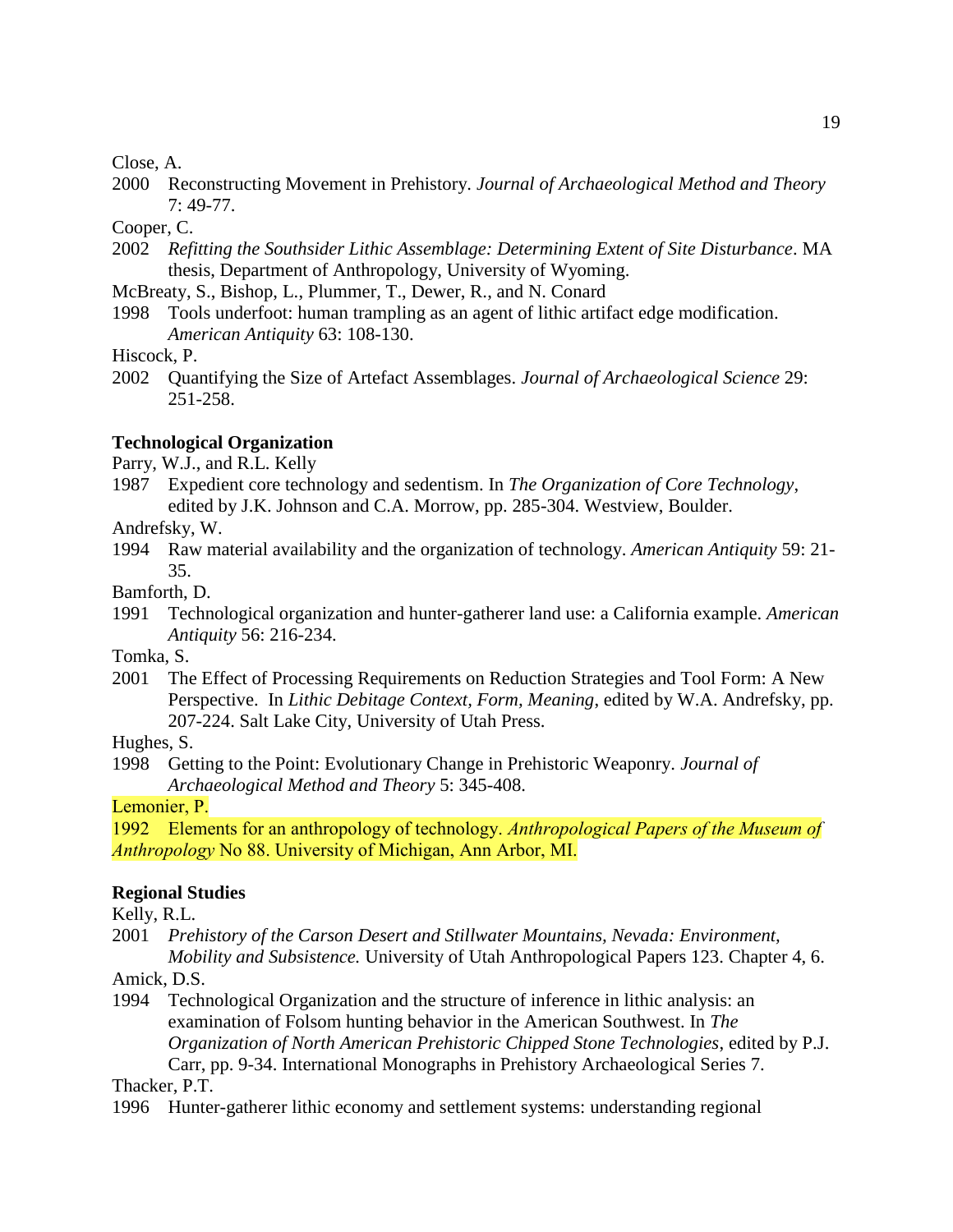Close, A.

2000 Reconstructing Movement in Prehistory. *Journal of Archaeological Method and Theory* 7: 49-77.

Cooper, C.

2002 *Refitting the Southsider Lithic Assemblage: Determining Extent of Site Disturbance*. MA thesis, Department of Anthropology, University of Wyoming.

McBreaty, S., Bishop, L., Plummer, T., Dewer, R., and N. Conard

1998 Tools underfoot: human trampling as an agent of lithic artifact edge modification. *American Antiquity* 63: 108-130.

Hiscock, P.

2002 Quantifying the Size of Artefact Assemblages. *Journal of Archaeological Science* 29: 251-258.

**Technological Organization**

Parry, W.J., and R.L. Kelly

1987 Expedient core technology and sedentism. In *The Organization of Core Technology*, edited by J.K. Johnson and C.A. Morrow, pp. 285-304. Westview, Boulder.

Andrefsky, W.

1994 Raw material availability and the organization of technology. *American Antiquity* 59: 21-35.

Bamforth, D.

1991 Technological organization and hunter-gatherer land use: a California example. *American Antiquity* 56: 216-234.

Tomka, S.

2001 The Effect of Processing Requirements on Reduction Strategies and Tool Form: A New Perspective. In *Lithic Debitage Context, Form, Meaning*, edited by W.A. Andrefsky, pp. 207-224. Salt Lake City, University of Utah Press.

Hughes, S.

1998 Getting to the Point: Evolutionary Change in Prehistoric Weaponry. *Journal of Archaeological Method and Theory* 5: 345-408.

Lemonier, P.

1992 Elements for an anthropology of technology. *Anthropological Papers of the Museum of Anthropology* No 88. University of Michigan, Ann Arbor, MI.

**Regional Studies**

Kelly, R.L.

2001 *Prehistory of the Carson Desert and Stillwater Mountains, Nevada: Environment, Mobility and Subsistence.* University of Utah Anthropological Papers 123. Chapter 4, 6.

Amick, D.S.

1994 Technological Organization and the structure of inference in lithic analysis: an examination of Folsom hunting behavior in the American Southwest. In *The Organization of North American Prehistoric Chipped Stone Technologies*, edited by P.J. Carr, pp. 9-34. International Monographs in Prehistory Archaeological Series 7.

Thacker, P.T.

1996 Hunter-gatherer lithic economy and settlement systems: understanding regional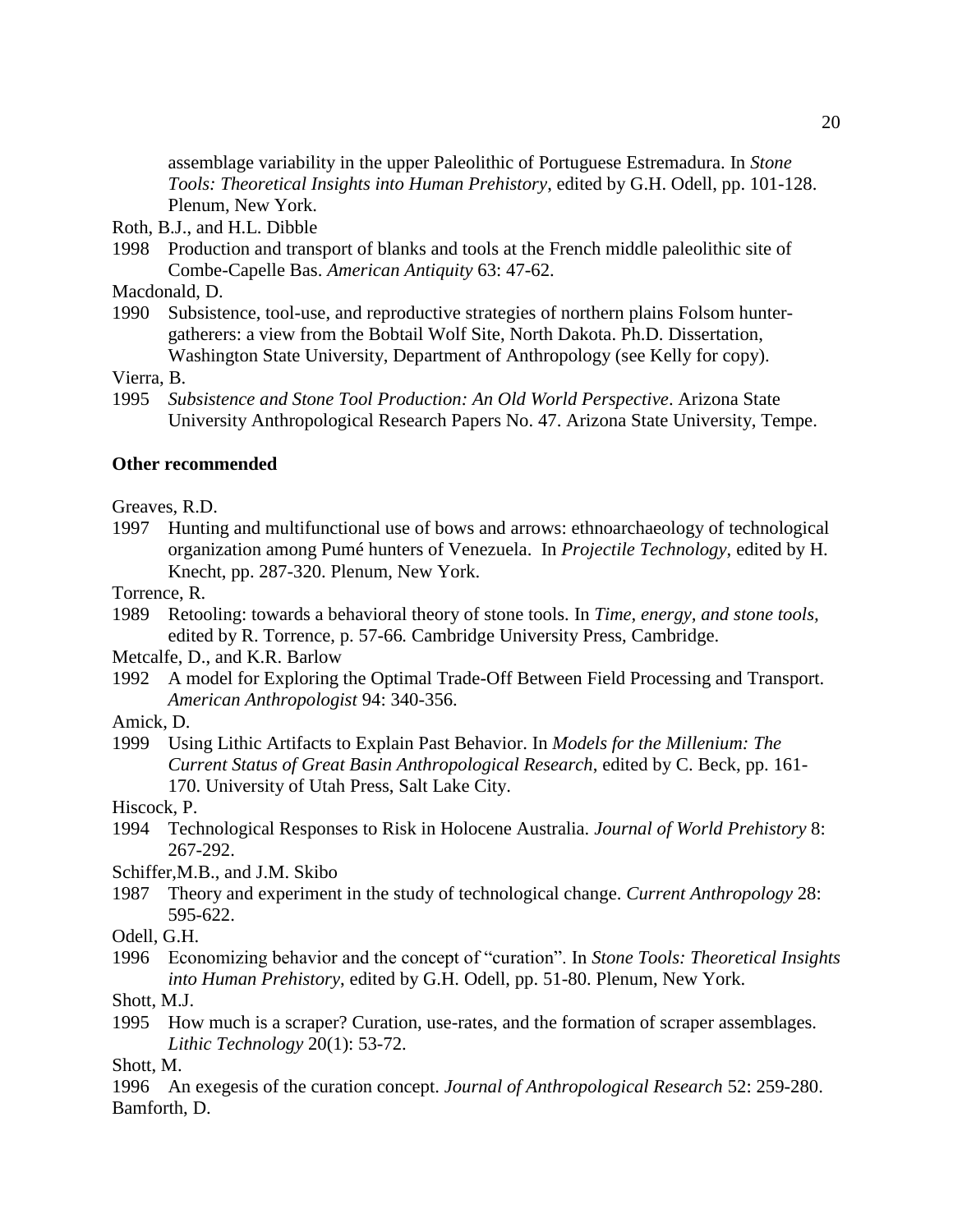assemblage variability in the upper Paleolithic of Portuguese Estremadura. In *Stone Tools: Theoretical Insights into Human Prehistory*, edited by G.H. Odell, pp. 101-128. Plenum, New York.

Roth, B.J., and H.L. Dibble

1998 Production and transport of blanks and tools at the French middle paleolithic site of Combe-Capelle Bas. *American Antiquity* 63: 47-62.

Macdonald, D.

1990 Subsistence, tool-use, and reproductive strategies of northern plains Folsom hunter-gatherers: a view from the Bobtail Wolf Site, North Dakota. Ph.D. Dissertation, Washington State University, Department of Anthropology (see Kelly for copy).

Vierra, B.

1995 *Subsistence and Stone Tool Production: An Old World Perspective*. Arizona State University Anthropological Research Papers No. 47. Arizona State University, Tempe.

**Other recommended**

Greaves, R.D.

1997 Hunting and multifunctional use of bows and arrows: ethnoarchaeology of technological organization among Pumé hunters of Venezuela. In *Projectile Technology*, edited by H. Knecht, pp. 287-320. Plenum, New York.

Torrence, R.

1989 Retooling: towards a behavioral theory of stone tools. In *Time, energy, and stone tools*, edited by R. Torrence, p. 57-66*.* Cambridge University Press, Cambridge.

Metcalfe, D., and K.R. Barlow

1992 A model for Exploring the Optimal Trade-Off Between Field Processing and Transport. *American Anthropologist* 94: 340-356.

Amick, D.

1999 Using Lithic Artifacts to Explain Past Behavior. In *Models for the Millenium: The Current Status of Great Basin Anthropological Research*, edited by C. Beck, pp. 161-170. University of Utah Press, Salt Lake City.

Hiscock, P.

1994 Technological Responses to Risk in Holocene Australia. *Journal of World Prehistory* 8: 267-292.

Schiffer,M.B., and J.M. Skibo

1987 Theory and experiment in the study of technological change. *Current Anthropology* 28: 595-622.

Odell, G.H.

1996 Economizing behavior and the concept of "curation". In *Stone Tools: Theoretical Insights into Human Prehistory*, edited by G.H. Odell, pp. 51-80. Plenum, New York.

Shott, M.J.

1995 How much is a scraper? Curation, use-rates, and the formation of scraper assemblages. *Lithic Technology* 20(1): 53-72.

Shott, M.

1996 An exegesis of the curation concept. *Journal of Anthropological Research* 52: 259-280.

Bamforth, D.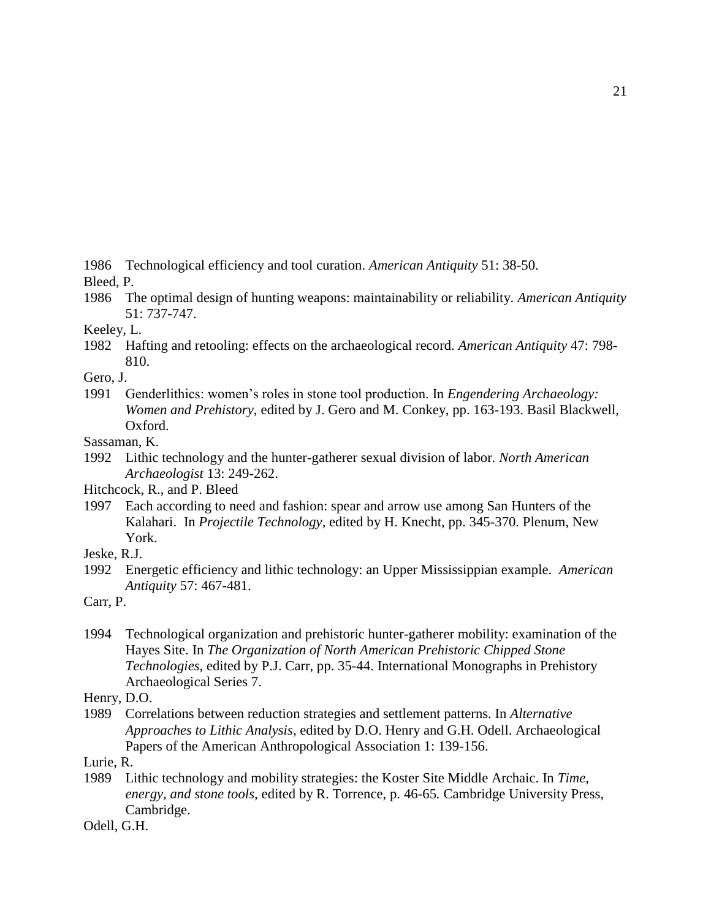1986 Technological efficiency and tool curation. *American Antiquity* 51: 38-50.

Bleed, P.

1986 The optimal design of hunting weapons: maintainability or reliability. *American Antiquity* 51: 737-747.

Keeley, L.

1982 Hafting and retooling: effects on the archaeological record. *American Antiquity* 47: 798-810.

Gero, J.

1991 Genderlithics: women's roles in stone tool production. In *Engendering Archaeology: Women and Prehistory*, edited by J. Gero and M. Conkey, pp. 163-193. Basil Blackwell, Oxford.

Sassaman, K.

1992 Lithic technology and the hunter-gatherer sexual division of labor. *North American Archaeologist* 13: 249-262.

Hitchcock, R., and P. Bleed

1997 Each according to need and fashion: spear and arrow use among San Hunters of the Kalahari. In *Projectile Technology*, edited by H. Knecht, pp. 345-370. Plenum, New York.

Jeske, R.J.

1992 Energetic efficiency and lithic technology: an Upper Mississippian example. *American Antiquity* 57: 467-481.

Carr, P.

1994 Technological organization and prehistoric hunter-gatherer mobility: examination of the Hayes Site. In *The Organization of North American Prehistoric Chipped Stone Technologies*, edited by P.J. Carr, pp. 35-44. International Monographs in Prehistory Archaeological Series 7.

Henry, D.O.

1989 Correlations between reduction strategies and settlement patterns. In *Alternative Approaches to Lithic Analysis*, edited by D.O. Henry and G.H. Odell. Archaeological Papers of the American Anthropological Association 1: 139-156.

Lurie, R.

1989 Lithic technology and mobility strategies: the Koster Site Middle Archaic. In *Time, energy, and stone tools*, edited by R. Torrence, p. 46-65. Cambridge University Press, Cambridge.

Odell, G.H.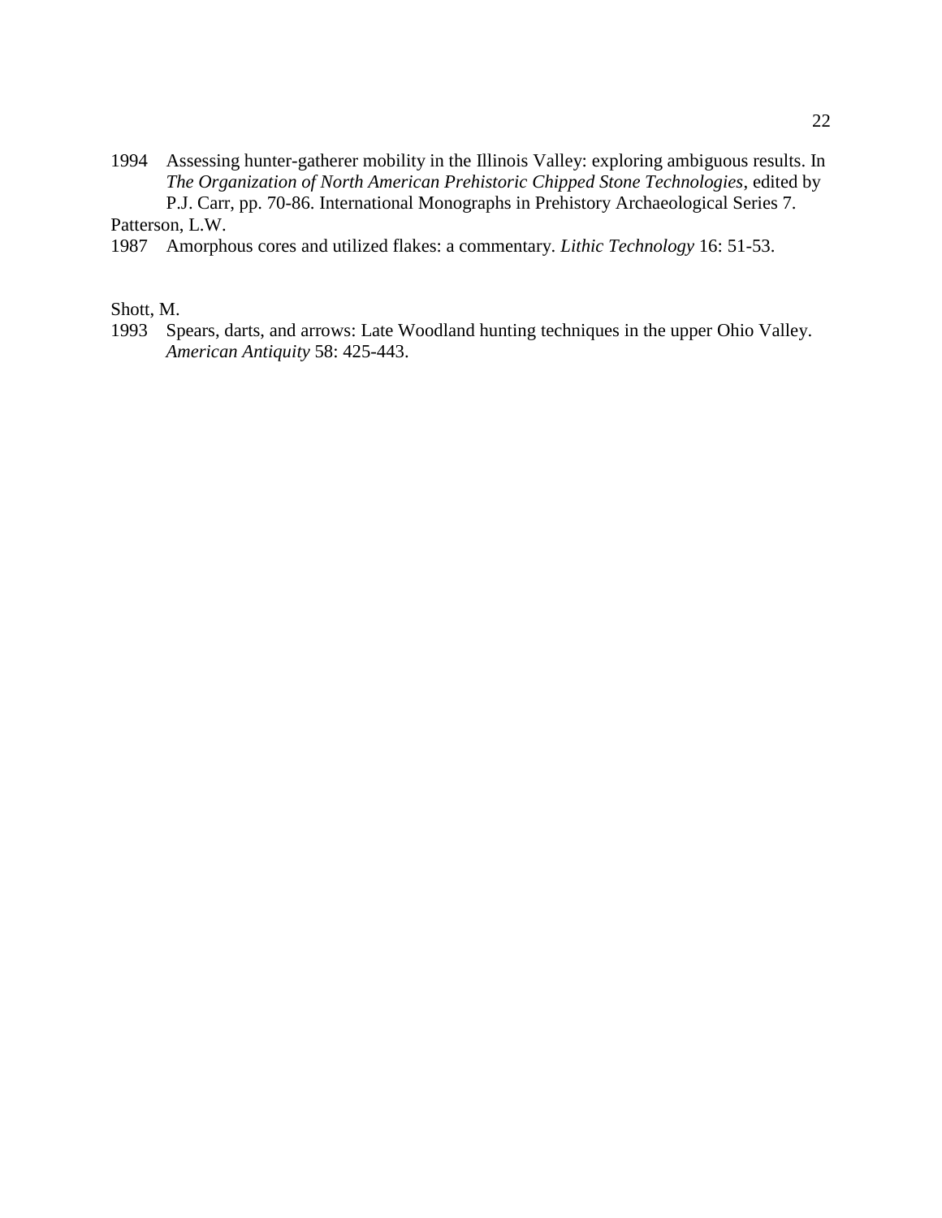1994 Assessing hunter-gatherer mobility in the Illinois Valley: exploring ambiguous results. In *The Organization of North American Prehistoric Chipped Stone Technologies*, edited by P.J. Carr, pp. 70-86. International Monographs in Prehistory Archaeological Series 7.

Patterson, L.W.

1987 Amorphous cores and utilized flakes: a commentary. *Lithic Technology* 16: 51-53.

Shott, M.

1993 Spears, darts, and arrows: Late Woodland hunting techniques in the upper Ohio Valley. *American Antiquity* 58: 425-443.